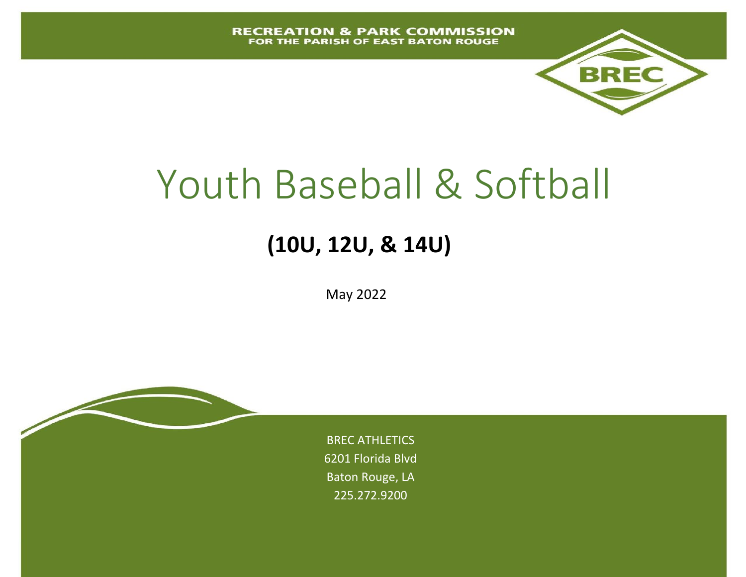RECREATION & PARK COMMISSION
FOR THE PARISH OF EAST BATON ROUGE

BREC

# Youth Baseball & Softball

## (10U, 12U, & 14U)

May 2022

BREC ATHLETICS
6201 Florida Blvd
Baton Rouge, LA
225.272.9200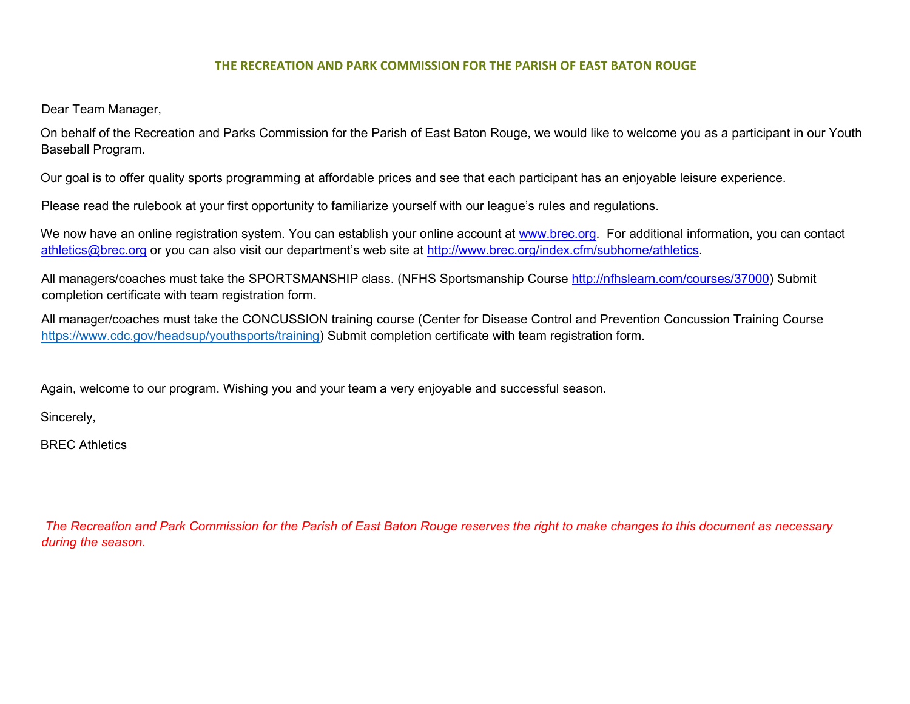**THE RECREATION AND PARK COMMISSION FOR THE PARISH OF EAST BATON ROUGE**

Dear Team Manager,

On behalf of the Recreation and Parks Commission for the Parish of East Baton Rouge, we would like to welcome you as a participant in our Youth Baseball Program.

Our goal is to offer quality sports programming at affordable prices and see that each participant has an enjoyable leisure experience.

Please read the rulebook at your first opportunity to familiarize yourself with our league's rules and regulations.

We now have an online registration system. You can establish your online account at www.brec.org. For additional information, you can contact athletics@brec.org or you can also visit our department's web site at http://www.brec.org/index.cfm/subhome/athletics.

All managers/coaches must take the SPORTSMANSHIP class. (NFHS Sportsmanship Course http://nfhslearn.com/courses/37000) Submit completion certificate with team registration form.

All manager/coaches must take the CONCUSSION training course (Center for Disease Control and Prevention Concussion Training Course https://www.cdc.gov/headsup/youthsports/training) Submit completion certificate with team registration form.

Again, welcome to our program. Wishing you and your team a very enjoyable and successful season.

Sincerely,

BREC Athletics

*The Recreation and Park Commission for the Parish of East Baton Rouge reserves the right to make changes to this document as necessary during the season.*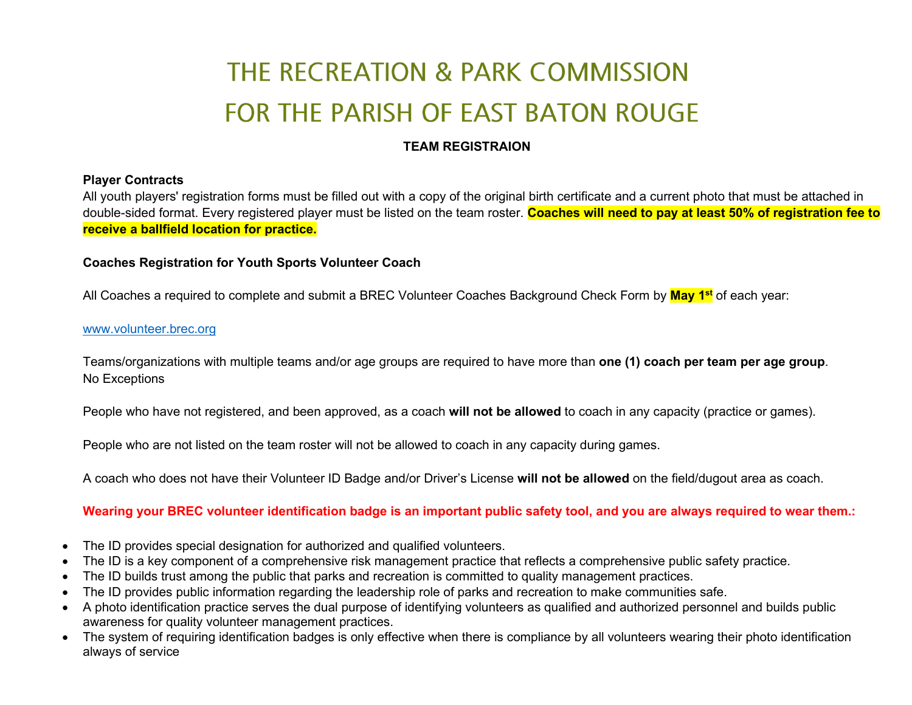# THE RECREATION & PARK COMMISSION
# FOR THE PARISH OF EAST BATON ROUGE

**TEAM REGISTRAION**

**Player Contracts**

All youth players' registration forms must be filled out with a copy of the original birth certificate and a current photo that must be attached in double-sided format. Every registered player must be listed on the team roster. **Coaches will need to pay at least 50% of registration fee to receive a ballfield location for practice.**

**Coaches Registration for Youth Sports Volunteer Coach**

All Coaches a required to complete and submit a BREC Volunteer Coaches Background Check Form by **May 1st** of each year:

www.volunteer.brec.org

Teams/organizations with multiple teams and/or age groups are required to have more than **one (1) coach per team per age group**.
No Exceptions

People who have not registered, and been approved, as a coach **will not be allowed** to coach in any capacity (practice or games).

People who are not listed on the team roster will not be allowed to coach in any capacity during games.

A coach who does not have their Volunteer ID Badge and/or Driver's License **will not be allowed** on the field/dugout area as coach.

**Wearing your BREC volunteer identification badge is an important public safety tool, and you are always required to wear them.:**

- The ID provides special designation for authorized and qualified volunteers.
- The ID is a key component of a comprehensive risk management practice that reflects a comprehensive public safety practice.
- The ID builds trust among the public that parks and recreation is committed to quality management practices.
- The ID provides public information regarding the leadership role of parks and recreation to make communities safe.
- A photo identification practice serves the dual purpose of identifying volunteers as qualified and authorized personnel and builds public awareness for quality volunteer management practices.
- The system of requiring identification badges is only effective when there is compliance by all volunteers wearing their photo identification always of service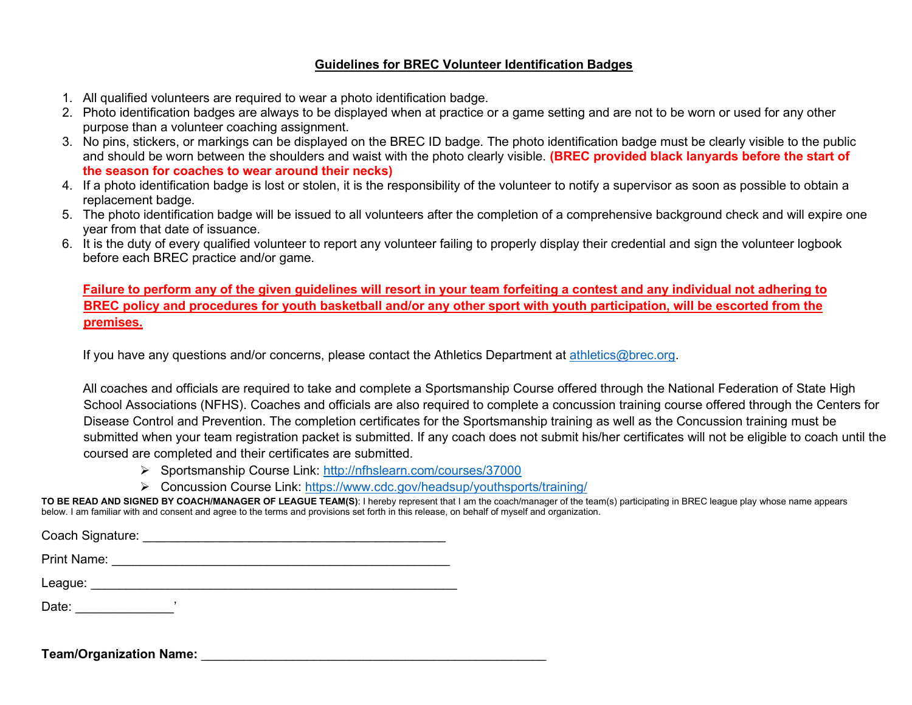## **Guidelines for BREC Volunteer Identification Badges**

1. All qualified volunteers are required to wear a photo identification badge.
2. Photo identification badges are always to be displayed when at practice or a game setting and are not to be worn or used for any other purpose than a volunteer coaching assignment.
3. No pins, stickers, or markings can be displayed on the BREC ID badge. The photo identification badge must be clearly visible to the public and should be worn between the shoulders and waist with the photo clearly visible. **(BREC provided black lanyards before the start of the season for coaches to wear around their necks)**
4. If a photo identification badge is lost or stolen, it is the responsibility of the volunteer to notify a supervisor as soon as possible to obtain a replacement badge.
5. The photo identification badge will be issued to all volunteers after the completion of a comprehensive background check and will expire one year from that date of issuance.
6. It is the duty of every qualified volunteer to report any volunteer failing to properly display their credential and sign the volunteer logbook before each BREC practice and/or game.

**Failure to perform any of the given guidelines will resort in your team forfeiting a contest and any individual not adhering to BREC policy and procedures for youth basketball and/or any other sport with youth participation, will be escorted from the premises.**

If you have any questions and/or concerns, please contact the Athletics Department at athletics@brec.org.

All coaches and officials are required to take and complete a Sportsmanship Course offered through the National Federation of State High School Associations (NFHS). Coaches and officials are also required to complete a concussion training course offered through the Centers for Disease Control and Prevention. The completion certificates for the Sportsmanship training as well as the Concussion training must be submitted when your team registration packet is submitted. If any coach does not submit his/her certificates will not be eligible to coach until the coursed are completed and their certificates are submitted.

- Sportsmanship Course Link: http://nfhslearn.com/courses/37000
- Concussion Course Link: https://www.cdc.gov/headsup/youthsports/training/

**TO BE READ AND SIGNED BY COACH/MANAGER OF LEAGUE TEAM(S)**: I hereby represent that I am the coach/manager of the team(s) participating in BREC league play whose name appears below. I am familiar with and consent and agree to the terms and provisions set forth in this release, on behalf of myself and organization.

Coach Signature: ___________________________________________

Print Name: _______________________________________________

League: __________________________________________________

Date: ______________'

**Team/Organization Name:** _________________________________________________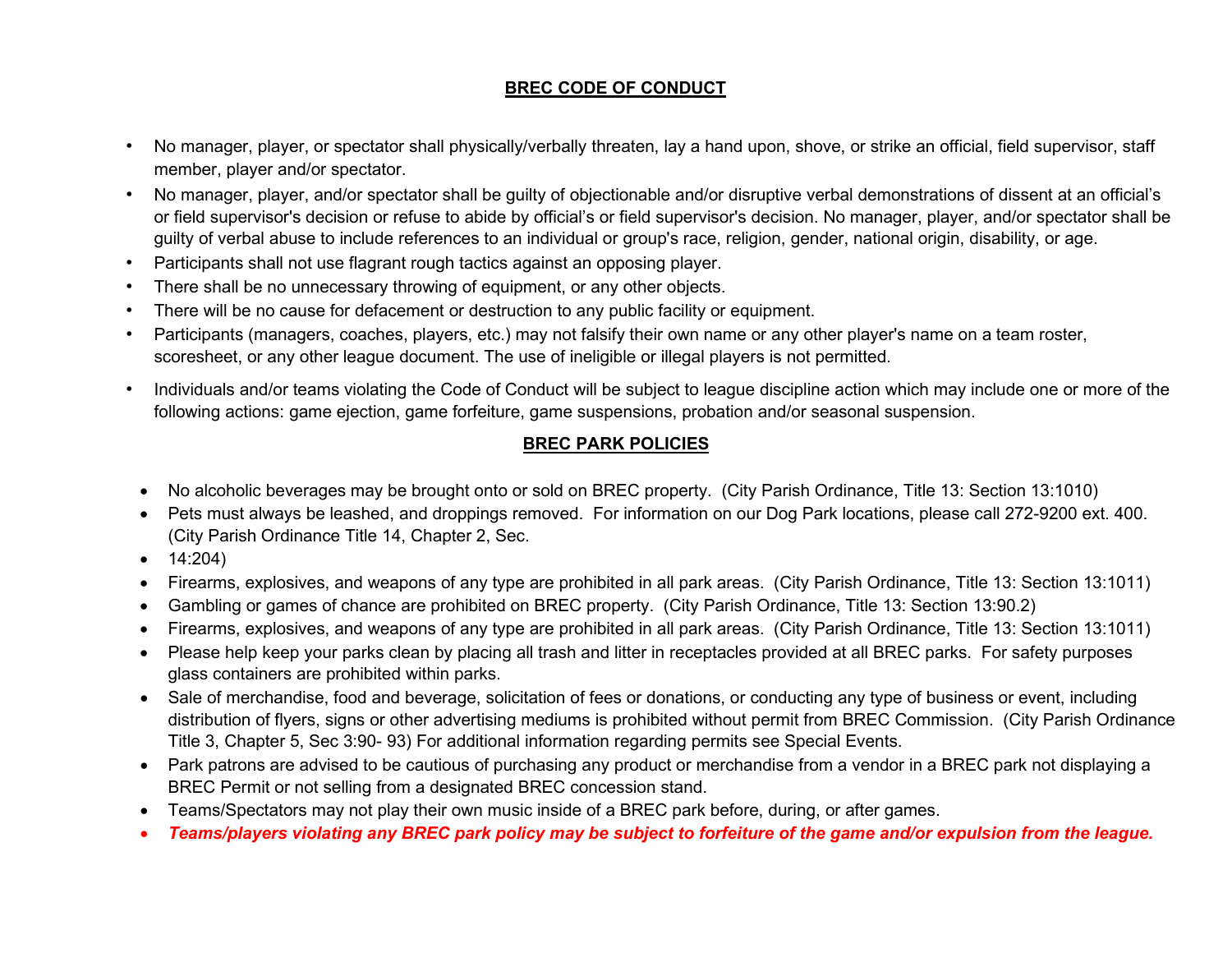## BREC CODE OF CONDUCT

- No manager, player, or spectator shall physically/verbally threaten, lay a hand upon, shove, or strike an official, field supervisor, staff member, player and/or spectator.
- No manager, player, and/or spectator shall be guilty of objectionable and/or disruptive verbal demonstrations of dissent at an official's or field supervisor's decision or refuse to abide by official's or field supervisor's decision. No manager, player, and/or spectator shall be guilty of verbal abuse to include references to an individual or group's race, religion, gender, national origin, disability, or age.
- Participants shall not use flagrant rough tactics against an opposing player.
- There shall be no unnecessary throwing of equipment, or any other objects.
- There will be no cause for defacement or destruction to any public facility or equipment.
- Participants (managers, coaches, players, etc.) may not falsify their own name or any other player's name on a team roster, scoresheet, or any other league document. The use of ineligible or illegal players is not permitted.
- Individuals and/or teams violating the Code of Conduct will be subject to league discipline action which may include one or more of the following actions: game ejection, game forfeiture, game suspensions, probation and/or seasonal suspension.

## BREC PARK POLICIES

- No alcoholic beverages may be brought onto or sold on BREC property. (City Parish Ordinance, Title 13: Section 13:1010)
- Pets must always be leashed, and droppings removed. For information on our Dog Park locations, please call 272-9200 ext. 400. (City Parish Ordinance Title 14, Chapter 2, Sec.
- 14:204)
- Firearms, explosives, and weapons of any type are prohibited in all park areas. (City Parish Ordinance, Title 13: Section 13:1011)
- Gambling or games of chance are prohibited on BREC property. (City Parish Ordinance, Title 13: Section 13:90.2)
- Firearms, explosives, and weapons of any type are prohibited in all park areas. (City Parish Ordinance, Title 13: Section 13:1011)
- Please help keep your parks clean by placing all trash and litter in receptacles provided at all BREC parks. For safety purposes glass containers are prohibited within parks.
- Sale of merchandise, food and beverage, solicitation of fees or donations, or conducting any type of business or event, including distribution of flyers, signs or other advertising mediums is prohibited without permit from BREC Commission. (City Parish Ordinance Title 3, Chapter 5, Sec 3:90- 93) For additional information regarding permits see Special Events.
- Park patrons are advised to be cautious of purchasing any product or merchandise from a vendor in a BREC park not displaying a BREC Permit or not selling from a designated BREC concession stand.
- Teams/Spectators may not play their own music inside of a BREC park before, during, or after games.
- ***Teams/players violating any BREC park policy may be subject to forfeiture of the game and/or expulsion from the league.***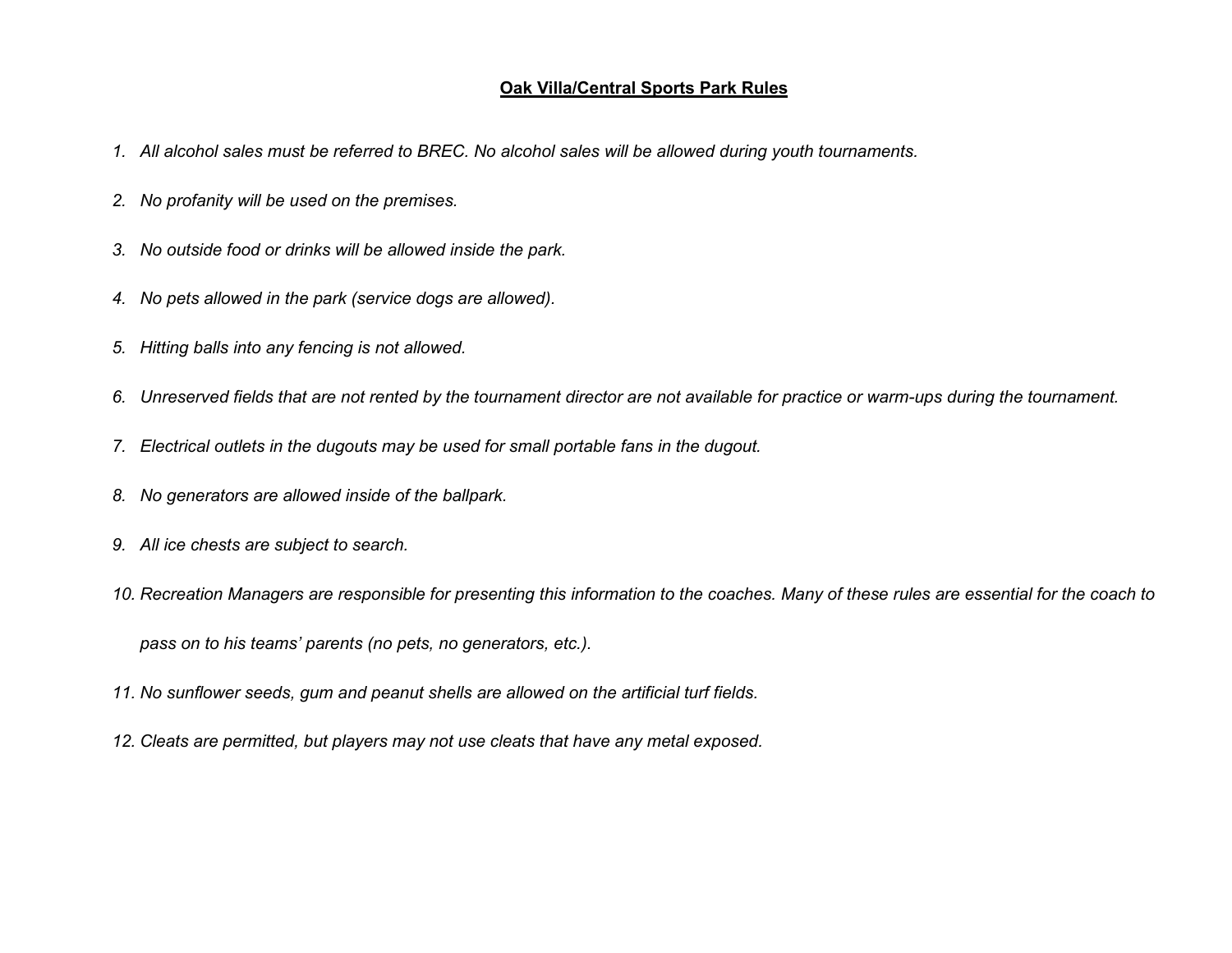# Oak Villa/Central Sports Park Rules

1. *All alcohol sales must be referred to BREC. No alcohol sales will be allowed during youth tournaments.*
2. *No profanity will be used on the premises.*
3. *No outside food or drinks will be allowed inside the park.*
4. *No pets allowed in the park (service dogs are allowed).*
5. *Hitting balls into any fencing is not allowed.*
6. *Unreserved fields that are not rented by the tournament director are not available for practice or warm-ups during the tournament.*
7. *Electrical outlets in the dugouts may be used for small portable fans in the dugout.*
8. *No generators are allowed inside of the ballpark.*
9. *All ice chests are subject to search.*
10. *Recreation Managers are responsible for presenting this information to the coaches. Many of these rules are essential for the coach to pass on to his teams' parents (no pets, no generators, etc.).*
11. *No sunflower seeds, gum and peanut shells are allowed on the artificial turf fields.*
12. *Cleats are permitted, but players may not use cleats that have any metal exposed.*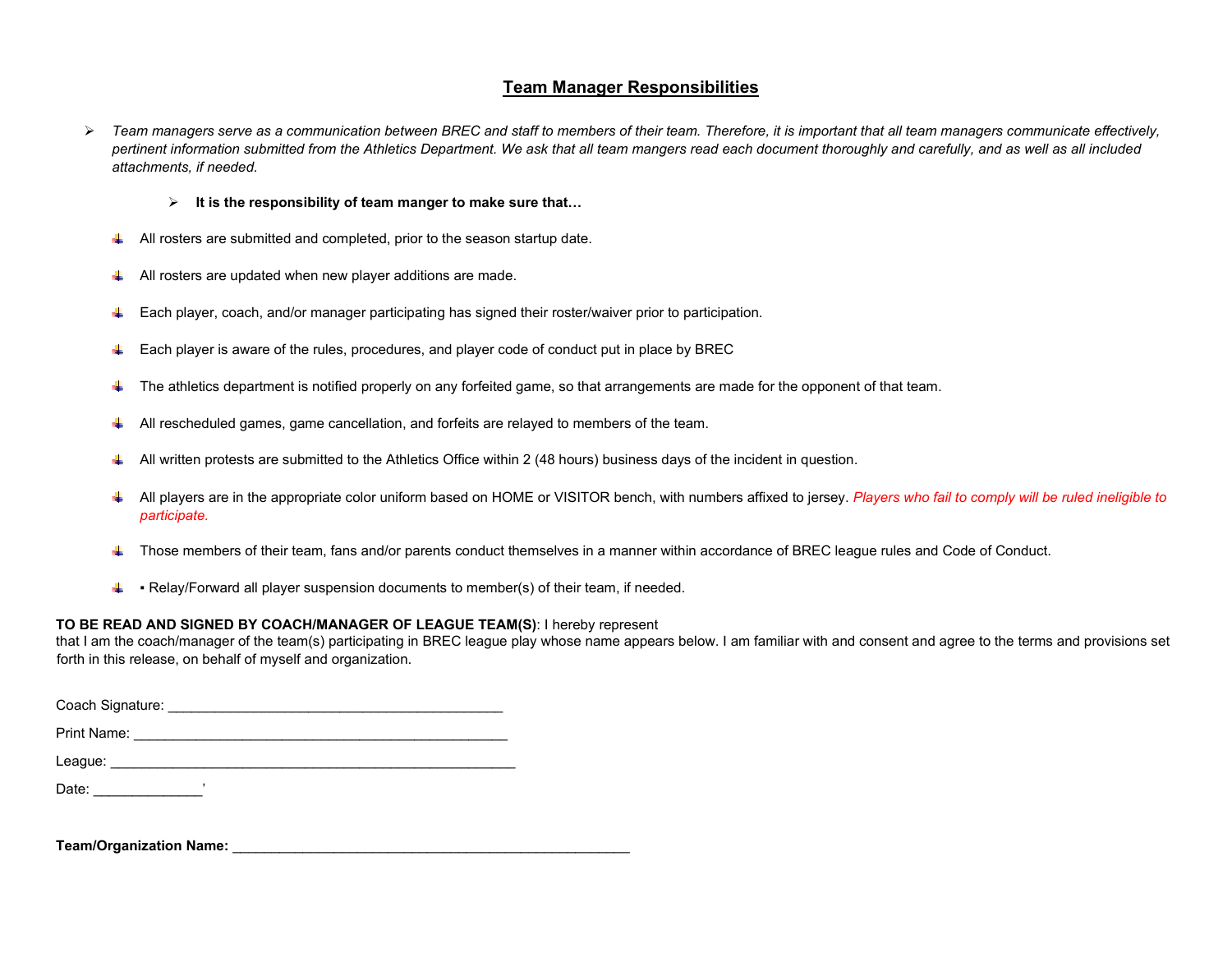# Team Manager Responsibilities

- *Team managers serve as a communication between BREC and staff to members of their team. Therefore, it is important that all team managers communicate effectively, pertinent information submitted from the Athletics Department. We ask that all team mangers read each document thoroughly and carefully, and as well as all included attachments, if needed.*

  - **It is the responsibility of team manger to make sure that…**

- All rosters are submitted and completed, prior to the season startup date.
- All rosters are updated when new player additions are made.
- Each player, coach, and/or manager participating has signed their roster/waiver prior to participation.
- Each player is aware of the rules, procedures, and player code of conduct put in place by BREC
- The athletics department is notified properly on any forfeited game, so that arrangements are made for the opponent of that team.
- All rescheduled games, game cancellation, and forfeits are relayed to members of the team.
- All written protests are submitted to the Athletics Office within 2 (48 hours) business days of the incident in question.
- All players are in the appropriate color uniform based on HOME or VISITOR bench, with numbers affixed to jersey. *Players who fail to comply will be ruled ineligible to participate.*
- Those members of their team, fans and/or parents conduct themselves in a manner within accordance of BREC league rules and Code of Conduct.
- ▪ Relay/Forward all player suspension documents to member(s) of their team, if needed.

**TO BE READ AND SIGNED BY COACH/MANAGER OF LEAGUE TEAM(S)**: I hereby represent that I am the coach/manager of the team(s) participating in BREC league play whose name appears below. I am familiar with and consent and agree to the terms and provisions set forth in this release, on behalf of myself and organization.

Coach Signature: ___________________________________________

Print Name: ________________________________________________

League: ____________________________________________________

Date: ______________'

**Team/Organization Name:** ____________________________________________________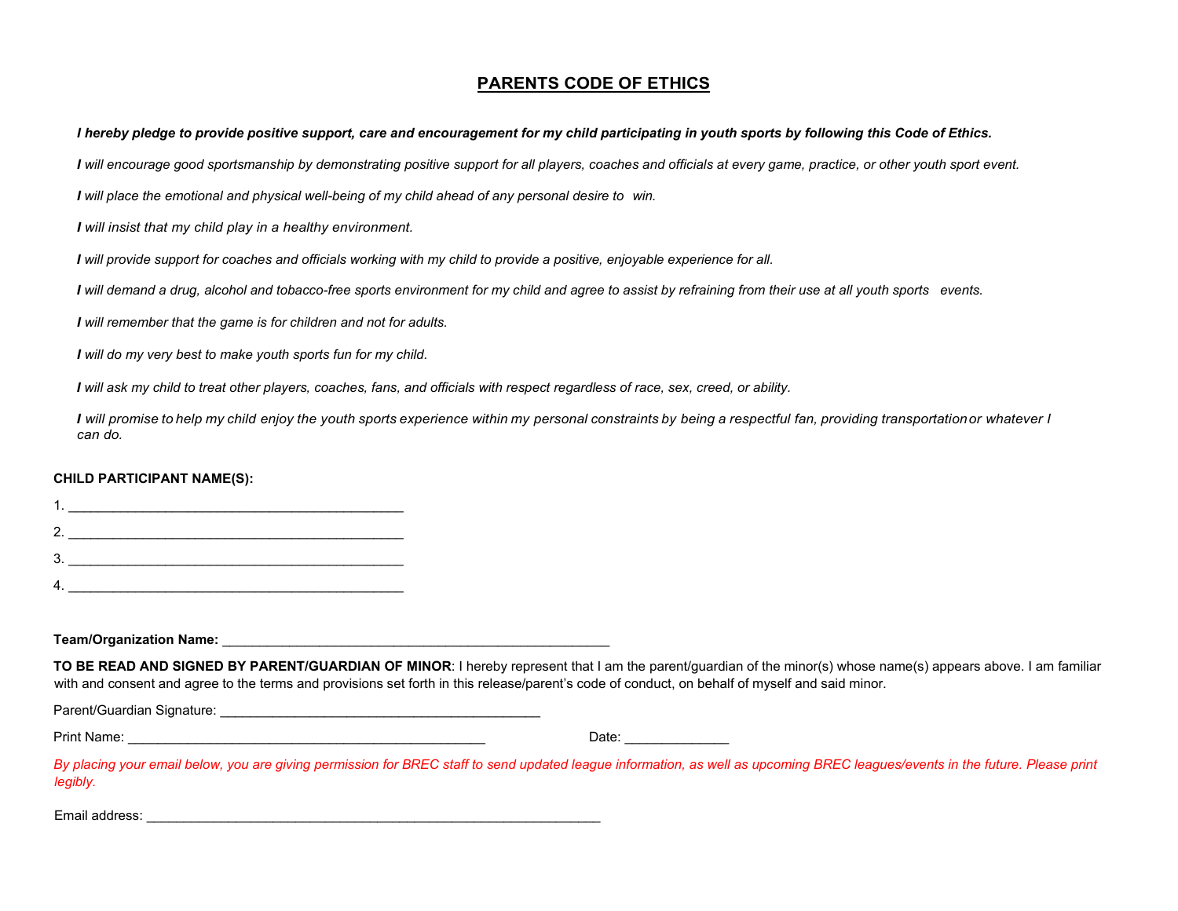# PARENTS CODE OF ETHICS

***I hereby pledge to provide positive support, care and encouragement for my child participating in youth sports by following this Code of Ethics.***

***I** will encourage good sportsmanship by demonstrating positive support for all players, coaches and officials at every game, practice, or other youth sport event.*

***I** will place the emotional and physical well-being of my child ahead of any personal desire to win.*

***I** will insist that my child play in a healthy environment.*

***I** will provide support for coaches and officials working with my child to provide a positive, enjoyable experience for all.*

***I** will demand a drug, alcohol and tobacco-free sports environment for my child and agree to assist by refraining from their use at all youth sports events.*

***I** will remember that the game is for children and not for adults.*

***I** will do my very best to make youth sports fun for my child.*

***I** will ask my child to treat other players, coaches, fans, and officials with respect regardless of race, sex, creed, or ability.*

***I** will promise to help my child enjoy the youth sports experience within my personal constraints by being a respectful fan, providing transportation or whatever I can do.*

**CHILD PARTICIPANT NAME(S):**

1. ______________________________________________
2. ______________________________________________
3. ______________________________________________
4. ______________________________________________

**Team/Organization Name:** ____________________________________________________

**TO BE READ AND SIGNED BY PARENT/GUARDIAN OF MINOR**: I hereby represent that I am the parent/guardian of the minor(s) whose name(s) appears above. I am familiar with and consent and agree to the terms and provisions set forth in this release/parent's code of conduct, on behalf of myself and said minor.

Parent/Guardian Signature: ____________________________________________

Print Name: _________________________________________________ Date: ______________

*By placing your email below, you are giving permission for BREC staff to send updated league information, as well as upcoming BREC leagues/events in the future. Please print legibly.*

Email address: ______________________________________________________________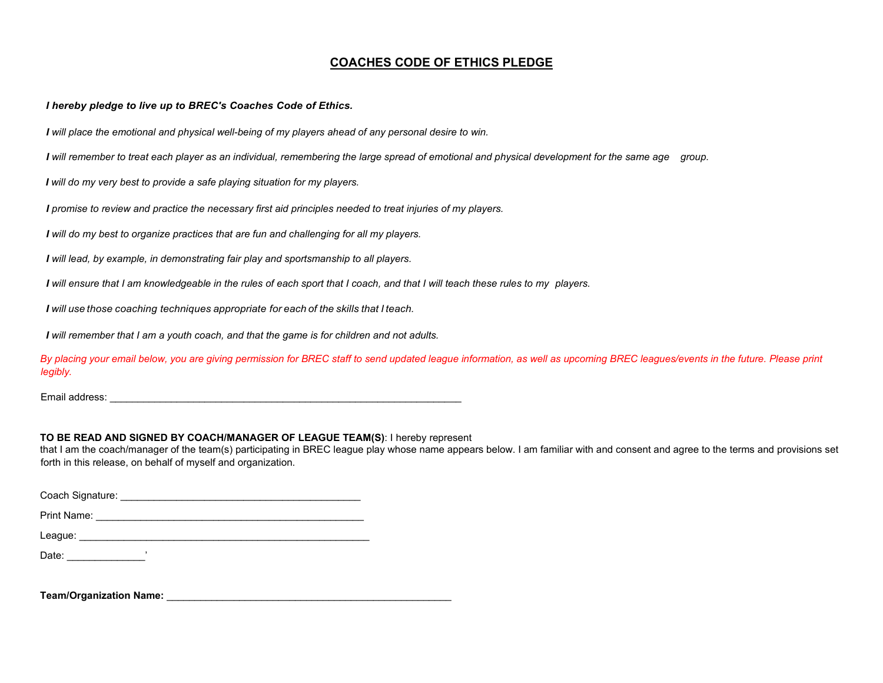# COACHES CODE OF ETHICS PLEDGE

***I hereby pledge to live up to BREC's Coaches Code of Ethics.***

***I** will place the emotional and physical well-being of my players ahead of any personal desire to win.*

***I** will remember to treat each player as an individual, remembering the large spread of emotional and physical development for the same age group.*

***I** will do my very best to provide a safe playing situation for my players.*

***I** promise to review and practice the necessary first aid principles needed to treat injuries of my players.*

***I** will do my best to organize practices that are fun and challenging for all my players.*

***I** will lead, by example, in demonstrating fair play and sportsmanship to all players.*

***I** will ensure that I am knowledgeable in the rules of each sport that I coach, and that I will teach these rules to my players.*

***I** will use those coaching techniques appropriate for each of the skills that I teach.*

***I** will remember that I am a youth coach, and that the game is for children and not adults.*

*By placing your email below, you are giving permission for BREC staff to send updated league information, as well as upcoming BREC leagues/events in the future. Please print legibly.*

Email address: ________________________________________________________________

**TO BE READ AND SIGNED BY COACH/MANAGER OF LEAGUE TEAM(S)**: I hereby represent that I am the coach/manager of the team(s) participating in BREC league play whose name appears below. I am familiar with and consent and agree to the terms and provisions set forth in this release, on behalf of myself and organization.

Coach Signature: ____________________________________________

Print Name: _________________________________________________

League: _____________________________________________________

Date: ______________'

**Team/Organization Name:** ____________________________________________________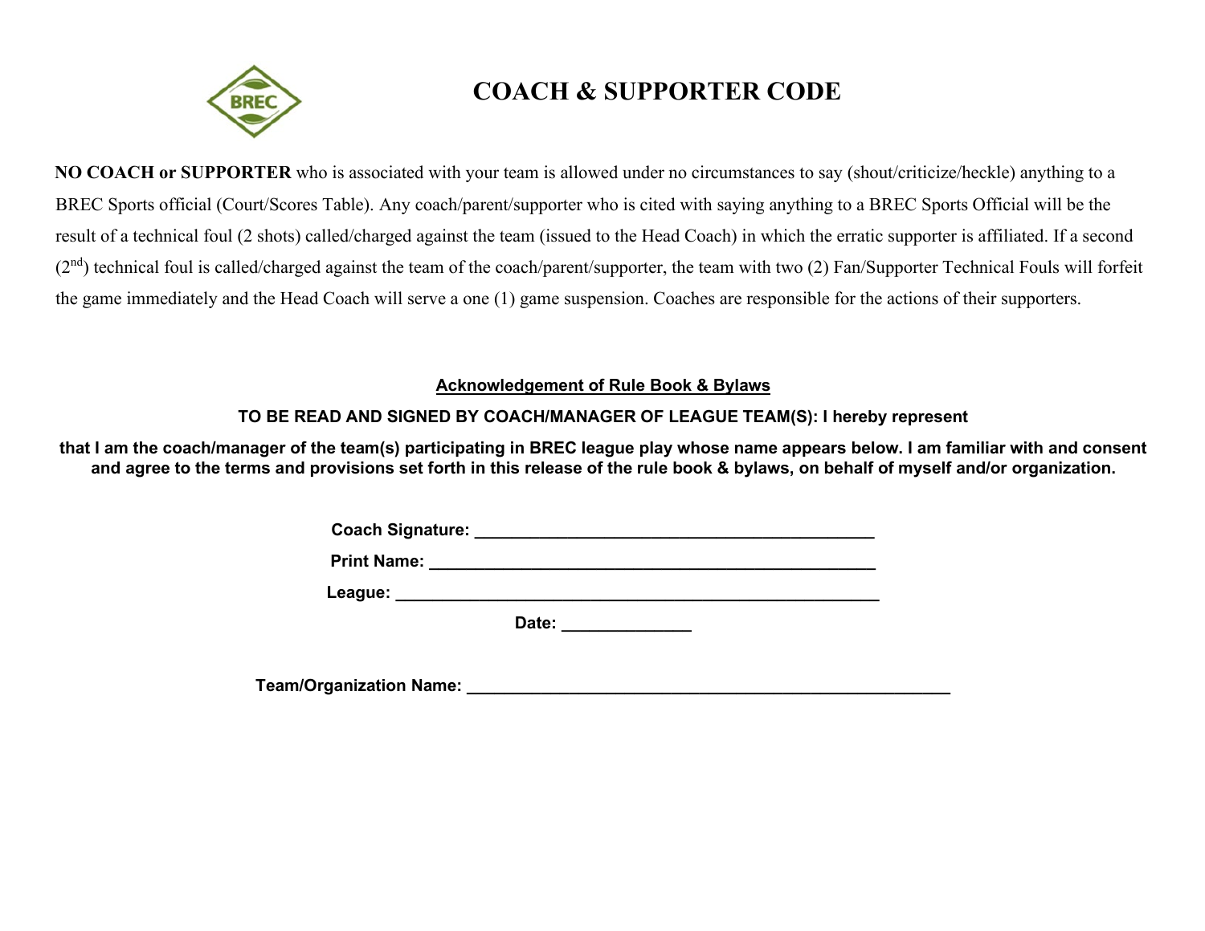# COACH & SUPPORTER CODE

**NO COACH or SUPPORTER** who is associated with your team is allowed under no circumstances to say (shout/criticize/heckle) anything to a BREC Sports official (Court/Scores Table). Any coach/parent/supporter who is cited with saying anything to a BREC Sports Official will be the result of a technical foul (2 shots) called/charged against the team (issued to the Head Coach) in which the erratic supporter is affiliated. If a second (2nd) technical foul is called/charged against the team of the coach/parent/supporter, the team with two (2) Fan/Supporter Technical Fouls will forfeit the game immediately and the Head Coach will serve a one (1) game suspension. Coaches are responsible for the actions of their supporters.

**Acknowledgement of Rule Book & Bylaws**

**TO BE READ AND SIGNED BY COACH/MANAGER OF LEAGUE TEAM(S): I hereby represent**

**that I am the coach/manager of the team(s) participating in BREC league play whose name appears below. I am familiar with and consent and agree to the terms and provisions set forth in this release of the rule book & bylaws, on behalf of myself and/or organization.**

**Coach Signature:** ____________________________________________

**Print Name:** ____________________________________________

**League:** ____________________________________________

**Date:** ______________

**Team/Organization Name:** ____________________________________________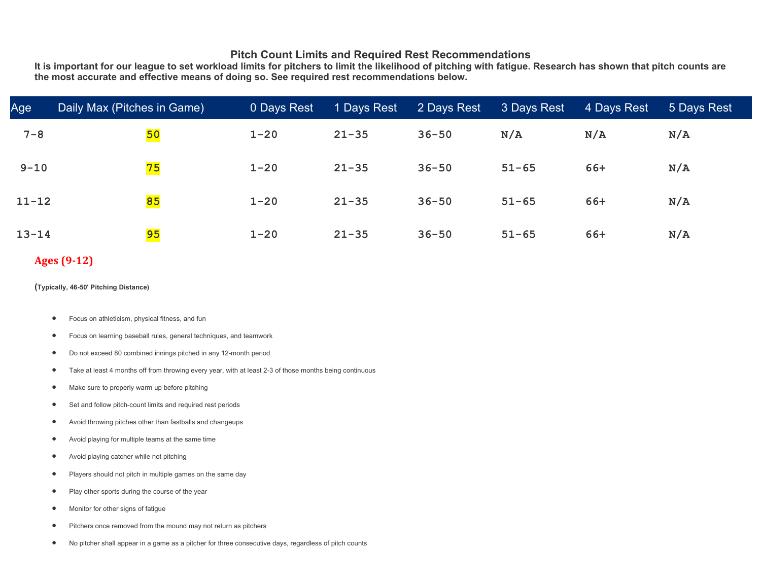## Pitch Count Limits and Required Rest Recommendations

**It is important for our league to set workload limits for pitchers to limit the likelihood of pitching with fatigue. Research has shown that pitch counts are the most accurate and effective means of doing so. See required rest recommendations below.**

| Age | Daily Max (Pitches in Game) | 0 Days Rest | 1 Days Rest | 2 Days Rest | 3 Days Rest | 4 Days Rest | 5 Days Rest |
|---|---|---|---|---|---|---|---|
| 7-8 | 50 | 1-20 | 21-35 | 36-50 | N/A | N/A | N/A |
| 9-10 | 75 | 1-20 | 21-35 | 36-50 | 51-65 | 66+ | N/A |
| 11-12 | 85 | 1-20 | 21-35 | 36-50 | 51-65 | 66+ | N/A |
| 13-14 | 95 | 1-20 | 21-35 | 36-50 | 51-65 | 66+ | N/A |

### Ages (9-12)

**(Typically, 46-50' Pitching Distance)**

- Focus on athleticism, physical fitness, and fun
- Focus on learning baseball rules, general techniques, and teamwork
- Do not exceed 80 combined innings pitched in any 12-month period
- Take at least 4 months off from throwing every year, with at least 2-3 of those months being continuous
- Make sure to properly warm up before pitching
- Set and follow pitch-count limits and required rest periods
- Avoid throwing pitches other than fastballs and changeups
- Avoid playing for multiple teams at the same time
- Avoid playing catcher while not pitching
- Players should not pitch in multiple games on the same day
- Play other sports during the course of the year
- Monitor for other signs of fatigue
- Pitchers once removed from the mound may not return as pitchers
- No pitcher shall appear in a game as a pitcher for three consecutive days, regardless of pitch counts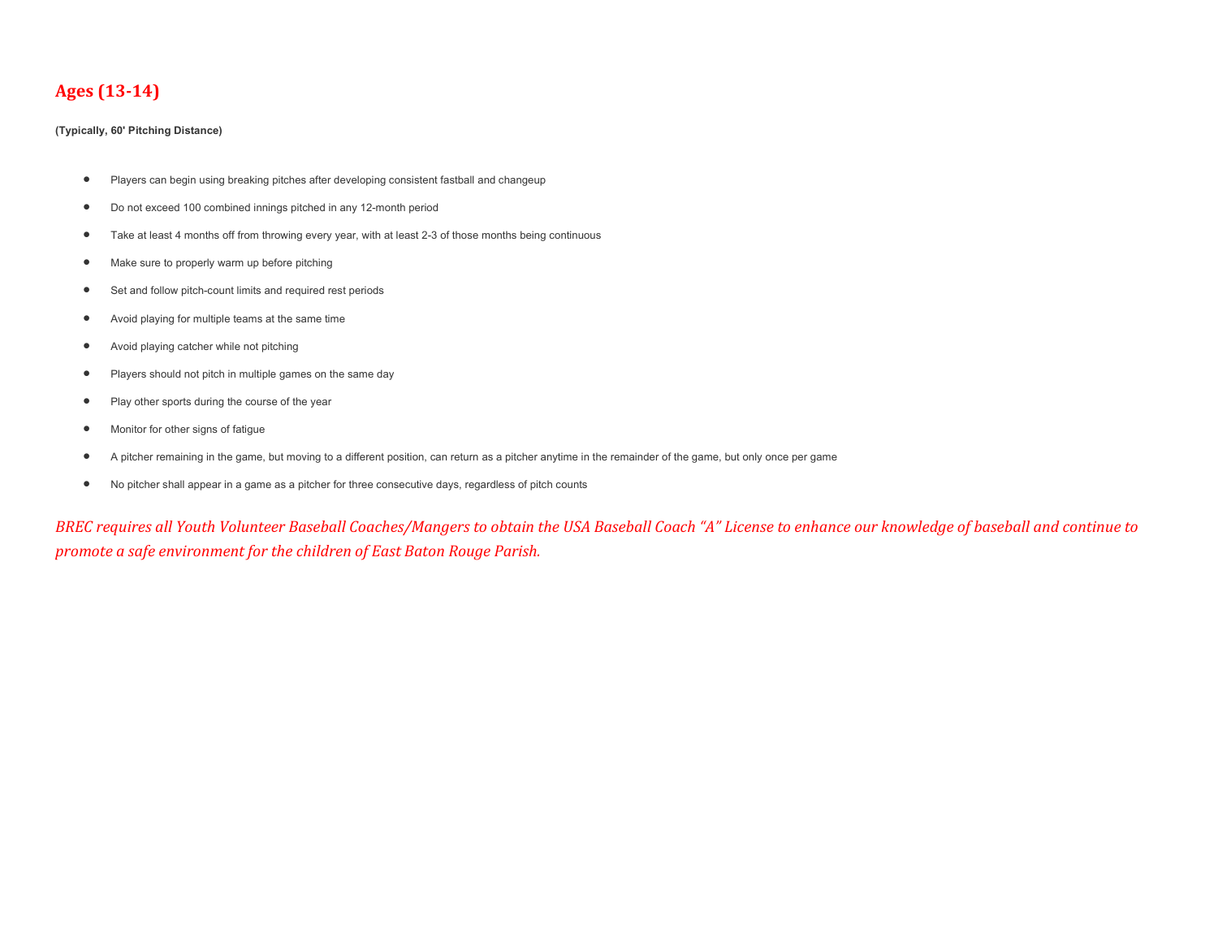## Ages (13-14)

**(Typically, 60' Pitching Distance)**

- Players can begin using breaking pitches after developing consistent fastball and changeup
- Do not exceed 100 combined innings pitched in any 12-month period
- Take at least 4 months off from throwing every year, with at least 2-3 of those months being continuous
- Make sure to properly warm up before pitching
- Set and follow pitch-count limits and required rest periods
- Avoid playing for multiple teams at the same time
- Avoid playing catcher while not pitching
- Players should not pitch in multiple games on the same day
- Play other sports during the course of the year
- Monitor for other signs of fatigue
- A pitcher remaining in the game, but moving to a different position, can return as a pitcher anytime in the remainder of the game, but only once per game
- No pitcher shall appear in a game as a pitcher for three consecutive days, regardless of pitch counts

*BREC requires all Youth Volunteer Baseball Coaches/Mangers to obtain the USA Baseball Coach "A" License to enhance our knowledge of baseball and continue to promote a safe environment for the children of East Baton Rouge Parish.*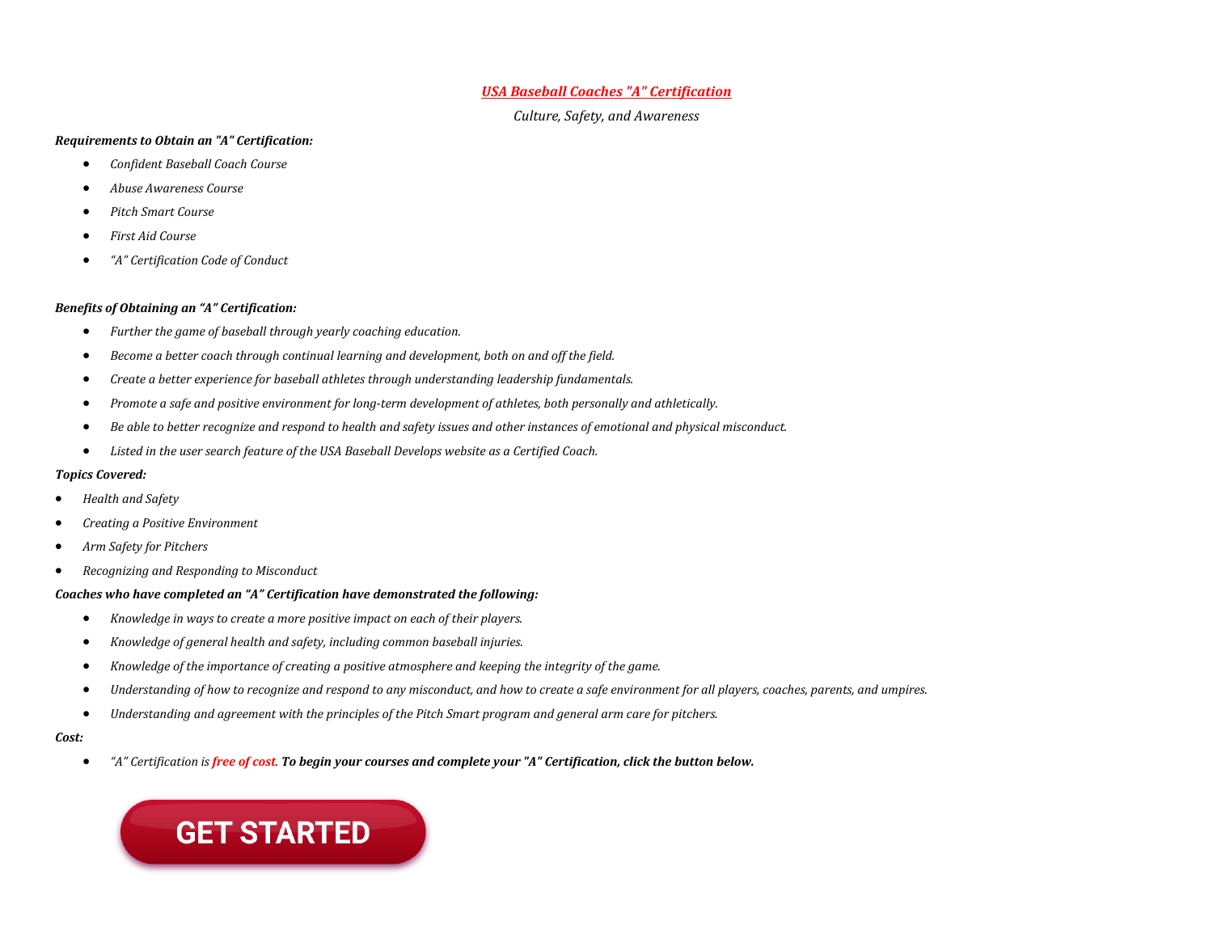# ***USA Baseball Coaches "A" Certification***

*Culture, Safety, and Awareness*

***Requirements to Obtain an "A" Certification:***

- *Confident Baseball Coach Course*
- *Abuse Awareness Course*
- *Pitch Smart Course*
- *First Aid Course*
- *"A" Certification Code of Conduct*

***Benefits of Obtaining an "A" Certification:***

- *Further the game of baseball through yearly coaching education.*
- *Become a better coach through continual learning and development, both on and off the field.*
- *Create a better experience for baseball athletes through understanding leadership fundamentals.*
- *Promote a safe and positive environment for long-term development of athletes, both personally and athletically.*
- *Be able to better recognize and respond to health and safety issues and other instances of emotional and physical misconduct.*
- *Listed in the user search feature of the USA Baseball Develops website as a Certified Coach.*

***Topics Covered:***

- *Health and Safety*
- *Creating a Positive Environment*
- *Arm Safety for Pitchers*
- *Recognizing and Responding to Misconduct*

***Coaches who have completed an "A" Certification have demonstrated the following:***

- *Knowledge in ways to create a more positive impact on each of their players.*
- *Knowledge of general health and safety, including common baseball injuries.*
- *Knowledge of the importance of creating a positive atmosphere and keeping the integrity of the game.*
- *Understanding of how to recognize and respond to any misconduct, and how to create a safe environment for all players, coaches, parents, and umpires.*
- *Understanding and agreement with the principles of the Pitch Smart program and general arm care for pitchers.*

***Cost:***

- *"A" Certification is **free of cost**.* ***To begin your courses and complete your "A" Certification, click the button below.***

**GET STARTED**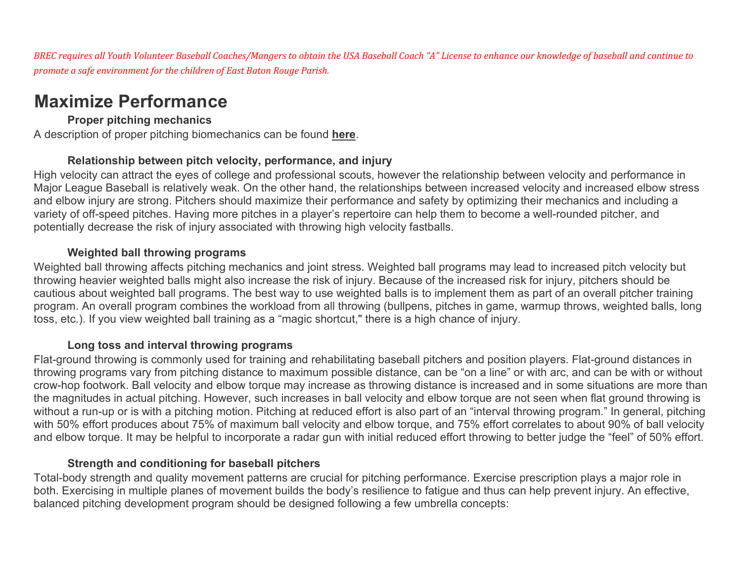*BREC requires all Youth Volunteer Baseball Coaches/Mangers to obtain the USA Baseball Coach "A" License to enhance our knowledge of baseball and continue to promote a safe environment for the children of East Baton Rouge Parish.*

# Maximize Performance

### Proper pitching mechanics

A description of proper pitching biomechanics can be found **here**.

### Relationship between pitch velocity, performance, and injury

High velocity can attract the eyes of college and professional scouts, however the relationship between velocity and performance in Major League Baseball is relatively weak. On the other hand, the relationships between increased velocity and increased elbow stress and elbow injury are strong. Pitchers should maximize their performance and safety by optimizing their mechanics and including a variety of off-speed pitches. Having more pitches in a player's repertoire can help them to become a well-rounded pitcher, and potentially decrease the risk of injury associated with throwing high velocity fastballs.

### Weighted ball throwing programs

Weighted ball throwing affects pitching mechanics and joint stress. Weighted ball programs may lead to increased pitch velocity but throwing heavier weighted balls might also increase the risk of injury. Because of the increased risk for injury, pitchers should be cautious about weighted ball programs. The best way to use weighted balls is to implement them as part of an overall pitcher training program. An overall program combines the workload from all throwing (bullpens, pitches in game, warmup throws, weighted balls, long toss, etc.). If you view weighted ball training as a "magic shortcut," there is a high chance of injury.

### Long toss and interval throwing programs

Flat-ground throwing is commonly used for training and rehabilitating baseball pitchers and position players. Flat-ground distances in throwing programs vary from pitching distance to maximum possible distance, can be "on a line" or with arc, and can be with or without crow-hop footwork. Ball velocity and elbow torque may increase as throwing distance is increased and in some situations are more than the magnitudes in actual pitching. However, such increases in ball velocity and elbow torque are not seen when flat ground throwing is without a run-up or is with a pitching motion. Pitching at reduced effort is also part of an "interval throwing program." In general, pitching with 50% effort produces about 75% of maximum ball velocity and elbow torque, and 75% effort correlates to about 90% of ball velocity and elbow torque. It may be helpful to incorporate a radar gun with initial reduced effort throwing to better judge the "feel" of 50% effort.

### Strength and conditioning for baseball pitchers

Total-body strength and quality movement patterns are crucial for pitching performance. Exercise prescription plays a major role in both. Exercising in multiple planes of movement builds the body's resilience to fatigue and thus can help prevent injury. An effective, balanced pitching development program should be designed following a few umbrella concepts: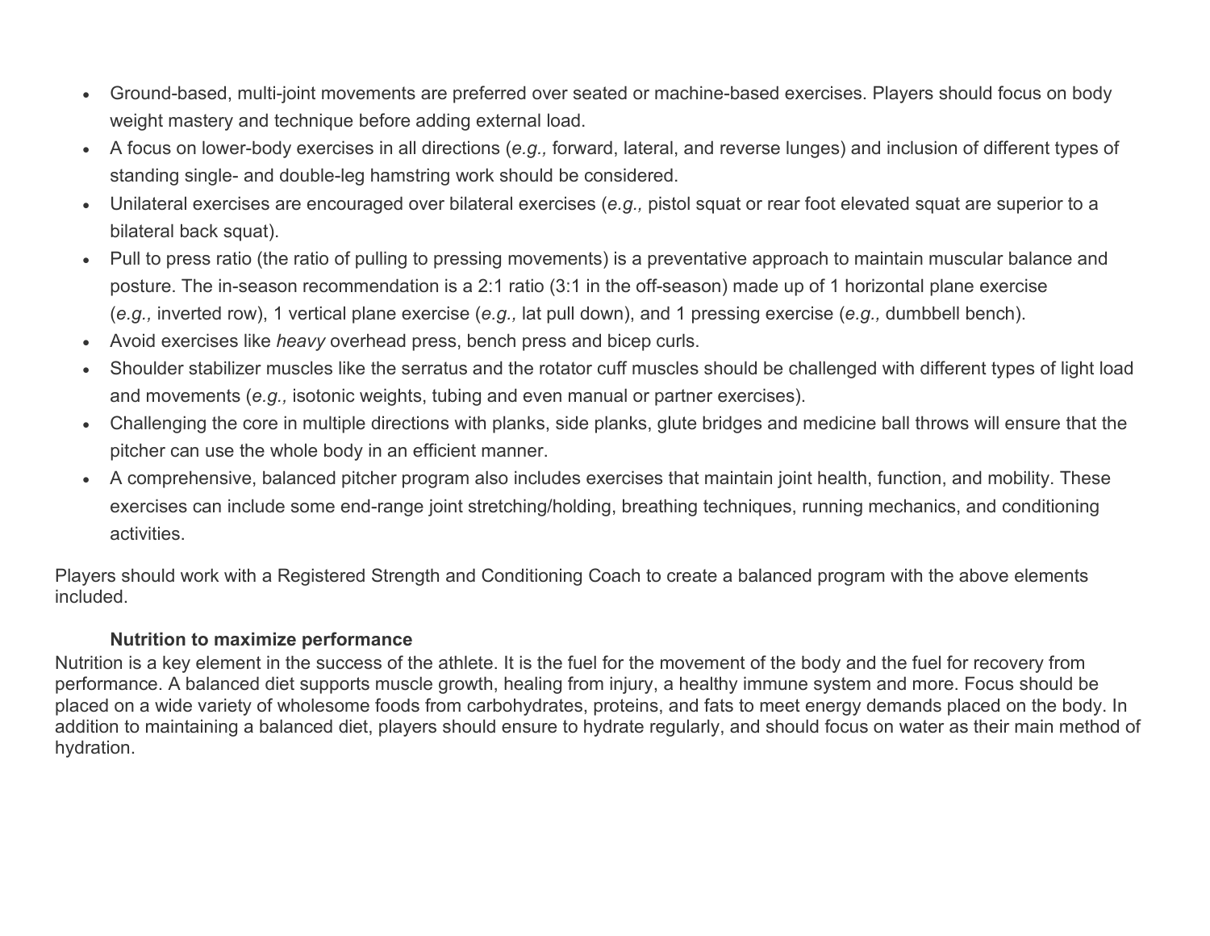- Ground-based, multi-joint movements are preferred over seated or machine-based exercises. Players should focus on body weight mastery and technique before adding external load.
- A focus on lower-body exercises in all directions (*e.g.,* forward, lateral, and reverse lunges) and inclusion of different types of standing single- and double-leg hamstring work should be considered.
- Unilateral exercises are encouraged over bilateral exercises (*e.g.,* pistol squat or rear foot elevated squat are superior to a bilateral back squat).
- Pull to press ratio (the ratio of pulling to pressing movements) is a preventative approach to maintain muscular balance and posture. The in-season recommendation is a 2:1 ratio (3:1 in the off-season) made up of 1 horizontal plane exercise (*e.g.,* inverted row), 1 vertical plane exercise (*e.g.,* lat pull down), and 1 pressing exercise (*e.g.,* dumbbell bench).
- Avoid exercises like *heavy* overhead press, bench press and bicep curls.
- Shoulder stabilizer muscles like the serratus and the rotator cuff muscles should be challenged with different types of light load and movements (*e.g.,* isotonic weights, tubing and even manual or partner exercises).
- Challenging the core in multiple directions with planks, side planks, glute bridges and medicine ball throws will ensure that the pitcher can use the whole body in an efficient manner.
- A comprehensive, balanced pitcher program also includes exercises that maintain joint health, function, and mobility. These exercises can include some end-range joint stretching/holding, breathing techniques, running mechanics, and conditioning activities.

Players should work with a Registered Strength and Conditioning Coach to create a balanced program with the above elements included.

**Nutrition to maximize performance**

Nutrition is a key element in the success of the athlete. It is the fuel for the movement of the body and the fuel for recovery from performance. A balanced diet supports muscle growth, healing from injury, a healthy immune system and more. Focus should be placed on a wide variety of wholesome foods from carbohydrates, proteins, and fats to meet energy demands placed on the body. In addition to maintaining a balanced diet, players should ensure to hydrate regularly, and should focus on water as their main method of hydration.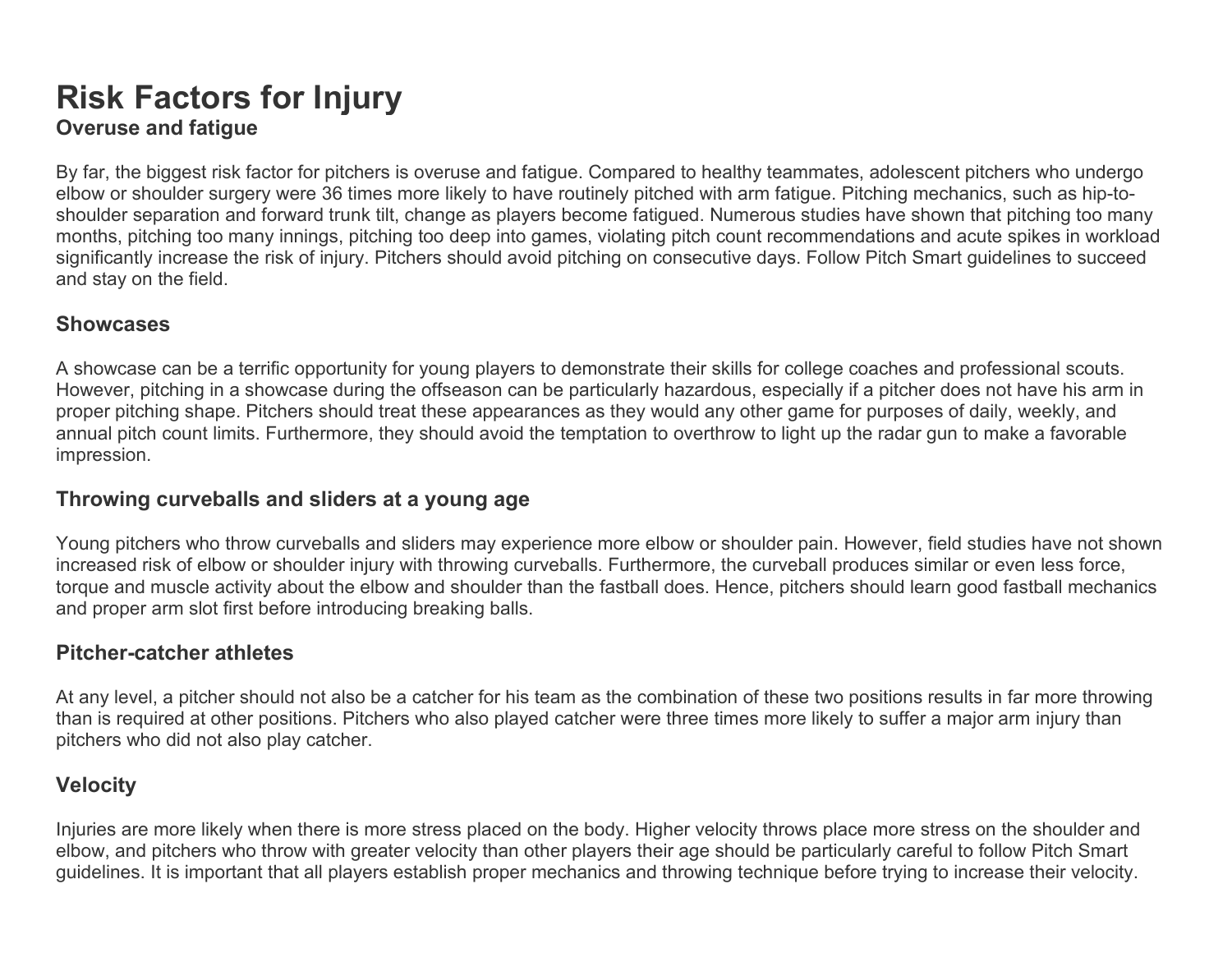# Risk Factors for Injury

### Overuse and fatigue

By far, the biggest risk factor for pitchers is overuse and fatigue. Compared to healthy teammates, adolescent pitchers who undergo elbow or shoulder surgery were 36 times more likely to have routinely pitched with arm fatigue. Pitching mechanics, such as hip-to-shoulder separation and forward trunk tilt, change as players become fatigued. Numerous studies have shown that pitching too many months, pitching too many innings, pitching too deep into games, violating pitch count recommendations and acute spikes in workload significantly increase the risk of injury. Pitchers should avoid pitching on consecutive days. Follow Pitch Smart guidelines to succeed and stay on the field.

### Showcases

A showcase can be a terrific opportunity for young players to demonstrate their skills for college coaches and professional scouts. However, pitching in a showcase during the offseason can be particularly hazardous, especially if a pitcher does not have his arm in proper pitching shape. Pitchers should treat these appearances as they would any other game for purposes of daily, weekly, and annual pitch count limits. Furthermore, they should avoid the temptation to overthrow to light up the radar gun to make a favorable impression.

### Throwing curveballs and sliders at a young age

Young pitchers who throw curveballs and sliders may experience more elbow or shoulder pain. However, field studies have not shown increased risk of elbow or shoulder injury with throwing curveballs. Furthermore, the curveball produces similar or even less force, torque and muscle activity about the elbow and shoulder than the fastball does. Hence, pitchers should learn good fastball mechanics and proper arm slot first before introducing breaking balls.

### Pitcher-catcher athletes

At any level, a pitcher should not also be a catcher for his team as the combination of these two positions results in far more throwing than is required at other positions. Pitchers who also played catcher were three times more likely to suffer a major arm injury than pitchers who did not also play catcher.

### Velocity

Injuries are more likely when there is more stress placed on the body. Higher velocity throws place more stress on the shoulder and elbow, and pitchers who throw with greater velocity than other players their age should be particularly careful to follow Pitch Smart guidelines. It is important that all players establish proper mechanics and throwing technique before trying to increase their velocity.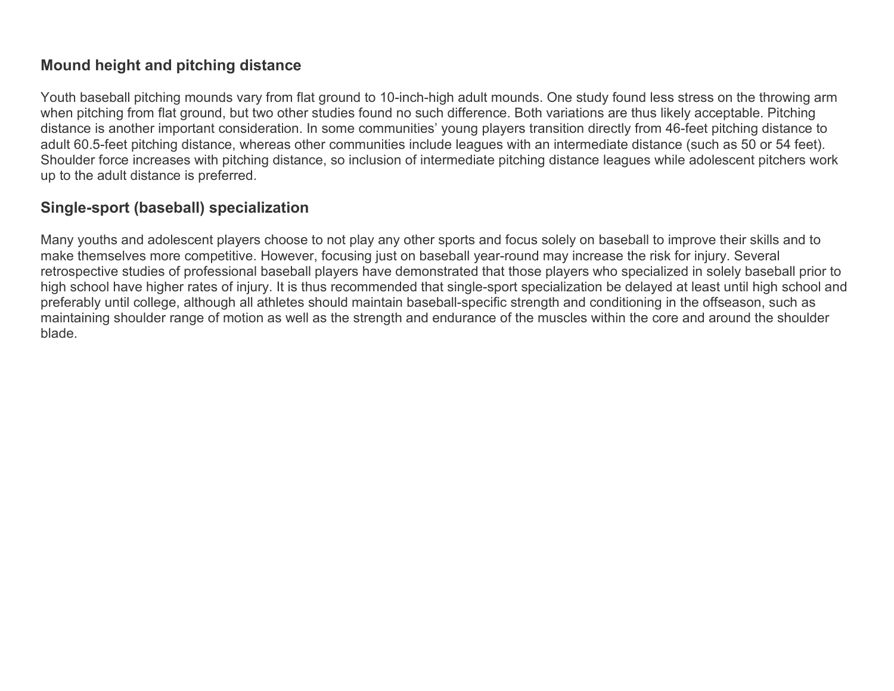## Mound height and pitching distance

Youth baseball pitching mounds vary from flat ground to 10-inch-high adult mounds. One study found less stress on the throwing arm when pitching from flat ground, but two other studies found no such difference. Both variations are thus likely acceptable. Pitching distance is another important consideration. In some communities' young players transition directly from 46-feet pitching distance to adult 60.5-feet pitching distance, whereas other communities include leagues with an intermediate distance (such as 50 or 54 feet). Shoulder force increases with pitching distance, so inclusion of intermediate pitching distance leagues while adolescent pitchers work up to the adult distance is preferred.

## Single-sport (baseball) specialization

Many youths and adolescent players choose to not play any other sports and focus solely on baseball to improve their skills and to make themselves more competitive. However, focusing just on baseball year-round may increase the risk for injury. Several retrospective studies of professional baseball players have demonstrated that those players who specialized in solely baseball prior to high school have higher rates of injury. It is thus recommended that single-sport specialization be delayed at least until high school and preferably until college, although all athletes should maintain baseball-specific strength and conditioning in the offseason, such as maintaining shoulder range of motion as well as the strength and endurance of the muscles within the core and around the shoulder blade.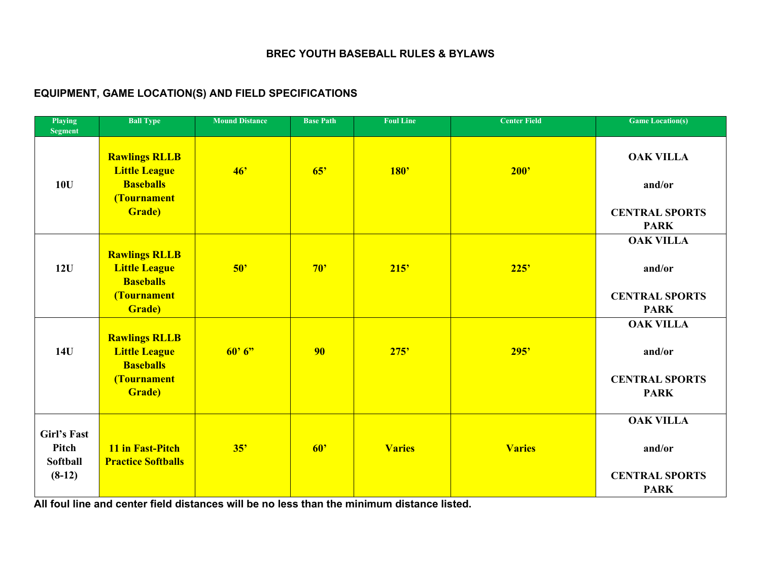# BREC YOUTH BASEBALL RULES & BYLAWS

## EQUIPMENT, GAME LOCATION(S) AND FIELD SPECIFICATIONS

| Playing Segment | Ball Type | Mound Distance | Base Path | Foul Line | Center Field | Game Location(s) |
|---|---|---|---|---|---|---|
| **10U** | **Rawlings RLLB Little League Baseballs (Tournament Grade)** | **46'** | **65'** | **180'** | **200'** | **OAK VILLA and/or CENTRAL SPORTS PARK** |
| **12U** | **Rawlings RLLB Little League Baseballs (Tournament Grade)** | **50'** | **70'** | **215'** | **225'** | **OAK VILLA and/or CENTRAL SPORTS PARK** |
| **14U** | **Rawlings RLLB Little League Baseballs (Tournament Grade)** | **60' 6"** | **90** | **275'** | **295'** | **OAK VILLA and/or CENTRAL SPORTS PARK** |
| **Girl's Fast Pitch Softball (8-12)** | **11 in Fast-Pitch Practice Softballs** | **35'** | **60'** | **Varies** | **Varies** | **OAK VILLA and/or CENTRAL SPORTS PARK** |

**All foul line and center field distances will be no less than the minimum distance listed.**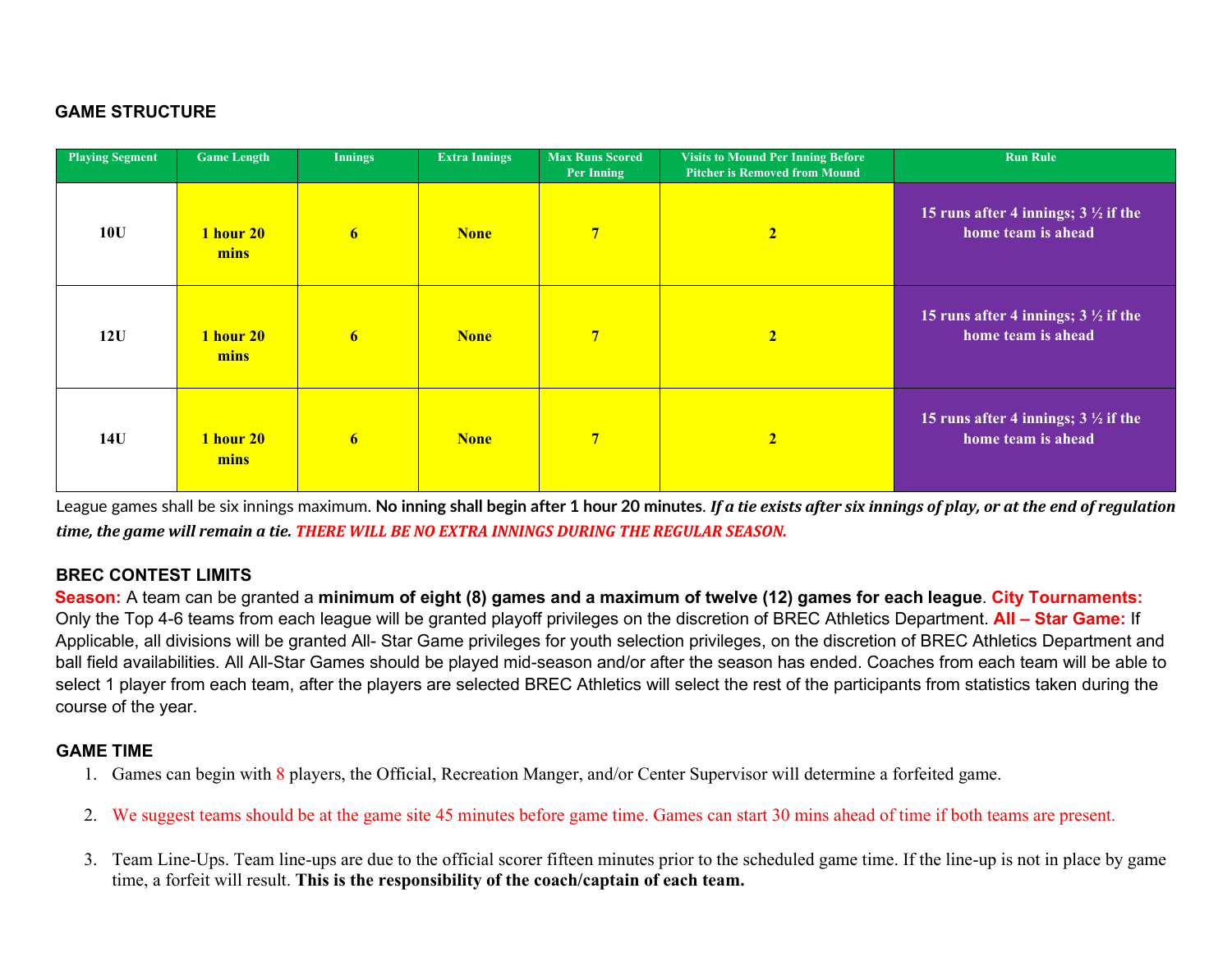## GAME STRUCTURE

| Playing Segment | Game Length | Innings | Extra Innings | Max Runs Scored Per Inning | Visits to Mound Per Inning Before Pitcher is Removed from Mound | Run Rule |
|---|---|---|---|---|---|---|
| 10U | 1 hour 20 mins | 6 | None | 7 | 2 | 15 runs after 4 innings; 3 ½ if the home team is ahead |
| 12U | 1 hour 20 mins | 6 | None | 7 | 2 | 15 runs after 4 innings; 3 ½ if the home team is ahead |
| 14U | 1 hour 20 mins | 6 | None | 7 | 2 | 15 runs after 4 innings; 3 ½ if the home team is ahead |

League games shall be six innings maximum. **No inning shall begin after 1 hour 20 minutes**. ***If a tie exists after six innings of play, or at the end of regulation time, the game will remain a tie.*** ***THERE WILL BE NO EXTRA INNINGS DURING THE REGULAR SEASON.***

## BREC CONTEST LIMITS

**Season:** A team can be granted a **minimum of eight (8) games and a maximum of twelve (12) games for each league**. **City Tournaments:** Only the Top 4-6 teams from each league will be granted playoff privileges on the discretion of BREC Athletics Department. **All – Star Game:** If Applicable, all divisions will be granted All- Star Game privileges for youth selection privileges, on the discretion of BREC Athletics Department and ball field availabilities. All All-Star Games should be played mid-season and/or after the season has ended. Coaches from each team will be able to select 1 player from each team, after the players are selected BREC Athletics will select the rest of the participants from statistics taken during the course of the year.

## GAME TIME

1. Games can begin with 8 players, the Official, Recreation Manger, and/or Center Supervisor will determine a forfeited game.
2. We suggest teams should be at the game site 45 minutes before game time. Games can start 30 mins ahead of time if both teams are present.
3. Team Line-Ups. Team line-ups are due to the official scorer fifteen minutes prior to the scheduled game time. If the line-up is not in place by game time, a forfeit will result. **This is the responsibility of the coach/captain of each team.**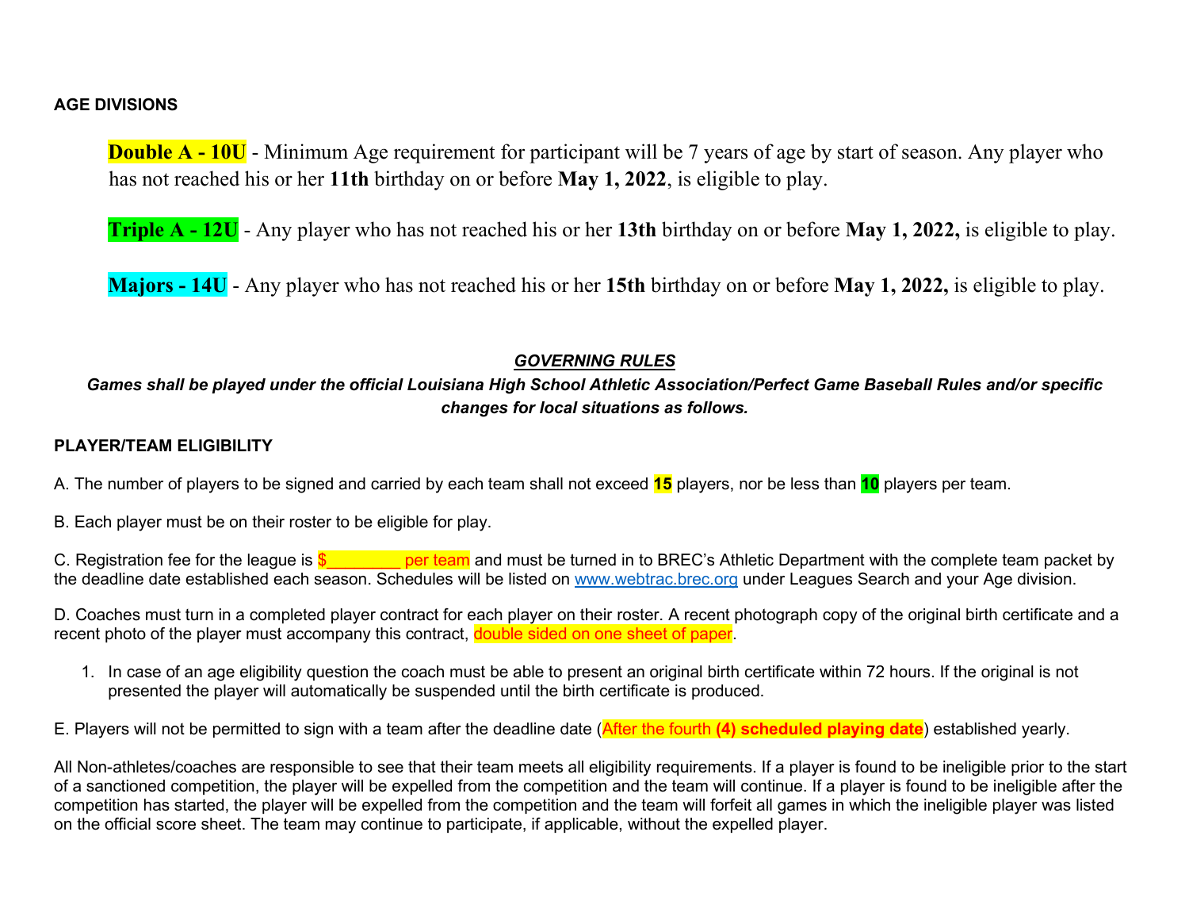## AGE DIVISIONS

**Double A - 10U** - Minimum Age requirement for participant will be 7 years of age by start of season. Any player who has not reached his or her **11th** birthday on or before **May 1, 2022**, is eligible to play.

**Triple A - 12U** - Any player who has not reached his or her **13th** birthday on or before **May 1, 2022,** is eligible to play.

**Majors - 14U** - Any player who has not reached his or her **15th** birthday on or before **May 1, 2022,** is eligible to play.

***GOVERNING RULES***

***Games shall be played under the official Louisiana High School Athletic Association/Perfect Game Baseball Rules and/or specific changes for local situations as follows.***

## PLAYER/TEAM ELIGIBILITY

A. The number of players to be signed and carried by each team shall not exceed **15** players, nor be less than **10** players per team.

B. Each player must be on their roster to be eligible for play.

C. Registration fee for the league is $________ per team and must be turned in to BREC's Athletic Department with the complete team packet by the deadline date established each season. Schedules will be listed on www.webtrac.brec.org under Leagues Search and your Age division.

D. Coaches must turn in a completed player contract for each player on their roster. A recent photograph copy of the original birth certificate and a recent photo of the player must accompany this contract, double sided on one sheet of paper.

1. In case of an age eligibility question the coach must be able to present an original birth certificate within 72 hours. If the original is not presented the player will automatically be suspended until the birth certificate is produced.

E. Players will not be permitted to sign with a team after the deadline date (After the fourth **(4) scheduled playing date**) established yearly.

All Non-athletes/coaches are responsible to see that their team meets all eligibility requirements. If a player is found to be ineligible prior to the start of a sanctioned competition, the player will be expelled from the competition and the team will continue. If a player is found to be ineligible after the competition has started, the player will be expelled from the competition and the team will forfeit all games in which the ineligible player was listed on the official score sheet. The team may continue to participate, if applicable, without the expelled player.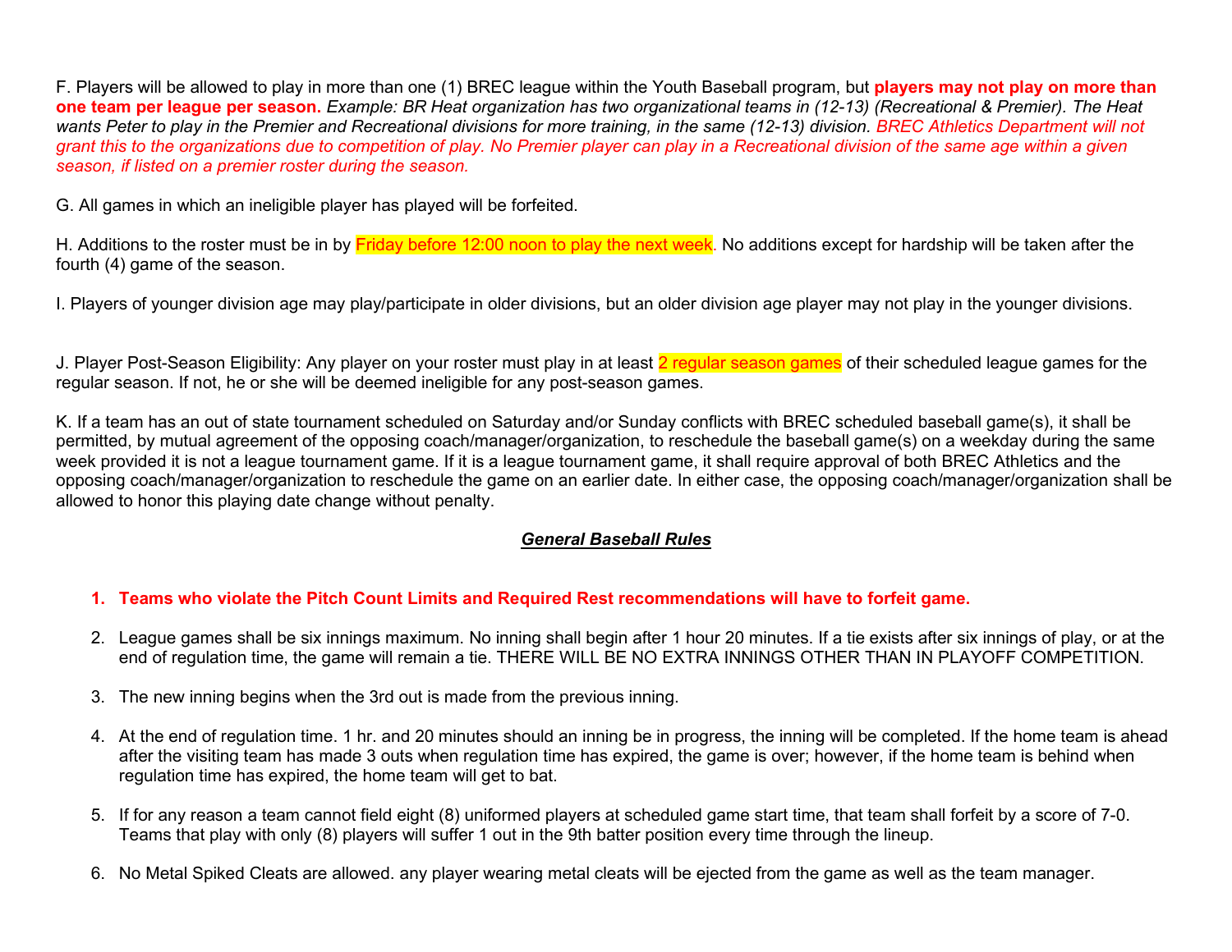F. Players will be allowed to play in more than one (1) BREC league within the Youth Baseball program, but **players may not play on more than one team per league per season.** *Example: BR Heat organization has two organizational teams in (12-13) (Recreational & Premier). The Heat wants Peter to play in the Premier and Recreational divisions for more training, in the same (12-13) division. BREC Athletics Department will not grant this to the organizations due to competition of play. No Premier player can play in a Recreational division of the same age within a given season, if listed on a premier roster during the season.*

G. All games in which an ineligible player has played will be forfeited.

H. Additions to the roster must be in by Friday before 12:00 noon to play the next week. No additions except for hardship will be taken after the fourth (4) game of the season.

I. Players of younger division age may play/participate in older divisions, but an older division age player may not play in the younger divisions.

J. Player Post-Season Eligibility: Any player on your roster must play in at least 2 regular season games of their scheduled league games for the regular season. If not, he or she will be deemed ineligible for any post-season games.

K. If a team has an out of state tournament scheduled on Saturday and/or Sunday conflicts with BREC scheduled baseball game(s), it shall be permitted, by mutual agreement of the opposing coach/manager/organization, to reschedule the baseball game(s) on a weekday during the same week provided it is not a league tournament game. If it is a league tournament game, it shall require approval of both BREC Athletics and the opposing coach/manager/organization to reschedule the game on an earlier date. In either case, the opposing coach/manager/organization shall be allowed to honor this playing date change without penalty.

## ***General Baseball Rules***

1. **Teams who violate the Pitch Count Limits and Required Rest recommendations will have to forfeit game.**
2. League games shall be six innings maximum. No inning shall begin after 1 hour 20 minutes. If a tie exists after six innings of play, or at the end of regulation time, the game will remain a tie. THERE WILL BE NO EXTRA INNINGS OTHER THAN IN PLAYOFF COMPETITION.
3. The new inning begins when the 3rd out is made from the previous inning.
4. At the end of regulation time. 1 hr. and 20 minutes should an inning be in progress, the inning will be completed. If the home team is ahead after the visiting team has made 3 outs when regulation time has expired, the game is over; however, if the home team is behind when regulation time has expired, the home team will get to bat.
5. If for any reason a team cannot field eight (8) uniformed players at scheduled game start time, that team shall forfeit by a score of 7-0. Teams that play with only (8) players will suffer 1 out in the 9th batter position every time through the lineup.
6. No Metal Spiked Cleats are allowed. any player wearing metal cleats will be ejected from the game as well as the team manager.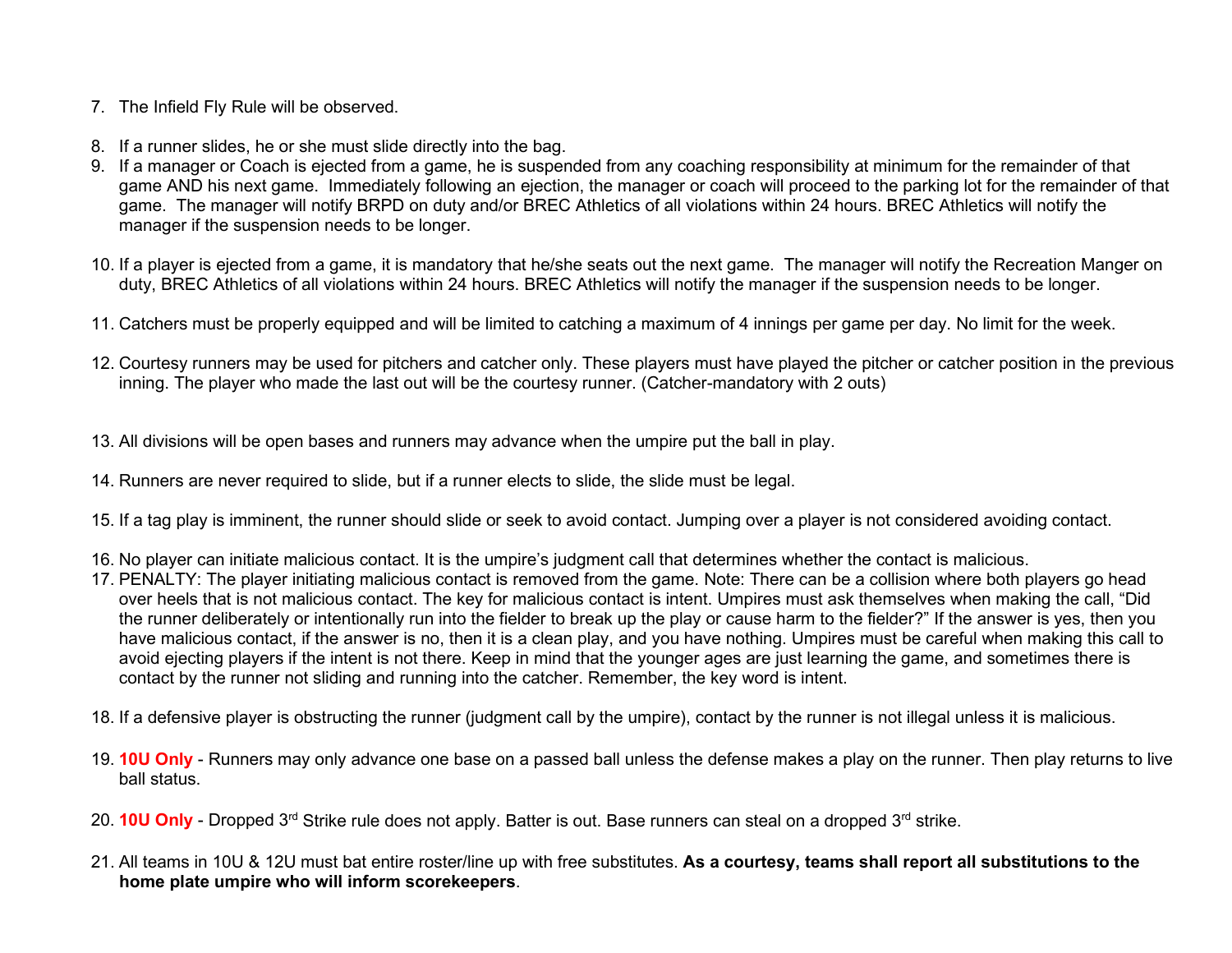7. The Infield Fly Rule will be observed.

8. If a runner slides, he or she must slide directly into the bag.
9. If a manager or Coach is ejected from a game, he is suspended from any coaching responsibility at minimum for the remainder of that game AND his next game. Immediately following an ejection, the manager or coach will proceed to the parking lot for the remainder of that game. The manager will notify BRPD on duty and/or BREC Athletics of all violations within 24 hours. BREC Athletics will notify the manager if the suspension needs to be longer.

10. If a player is ejected from a game, it is mandatory that he/she seats out the next game. The manager will notify the Recreation Manger on duty, BREC Athletics of all violations within 24 hours. BREC Athletics will notify the manager if the suspension needs to be longer.

11. Catchers must be properly equipped and will be limited to catching a maximum of 4 innings per game per day. No limit for the week.

12. Courtesy runners may be used for pitchers and catcher only. These players must have played the pitcher or catcher position in the previous inning. The player who made the last out will be the courtesy runner. (Catcher-mandatory with 2 outs)

13. All divisions will be open bases and runners may advance when the umpire put the ball in play.

14. Runners are never required to slide, but if a runner elects to slide, the slide must be legal.

15. If a tag play is imminent, the runner should slide or seek to avoid contact. Jumping over a player is not considered avoiding contact.

16. No player can initiate malicious contact. It is the umpire's judgment call that determines whether the contact is malicious.
17. PENALTY: The player initiating malicious contact is removed from the game. Note: There can be a collision where both players go head over heels that is not malicious contact. The key for malicious contact is intent. Umpires must ask themselves when making the call, "Did the runner deliberately or intentionally run into the fielder to break up the play or cause harm to the fielder?" If the answer is yes, then you have malicious contact, if the answer is no, then it is a clean play, and you have nothing. Umpires must be careful when making this call to avoid ejecting players if the intent is not there. Keep in mind that the younger ages are just learning the game, and sometimes there is contact by the runner not sliding and running into the catcher. Remember, the key word is intent.

18. If a defensive player is obstructing the runner (judgment call by the umpire), contact by the runner is not illegal unless it is malicious.

19. **10U Only** - Runners may only advance one base on a passed ball unless the defense makes a play on the runner. Then play returns to live ball status.

20. **10U Only** - Dropped 3rd Strike rule does not apply. Batter is out. Base runners can steal on a dropped 3rd strike.

21. All teams in 10U & 12U must bat entire roster/line up with free substitutes. **As a courtesy, teams shall report all substitutions to the home plate umpire who will inform scorekeepers**.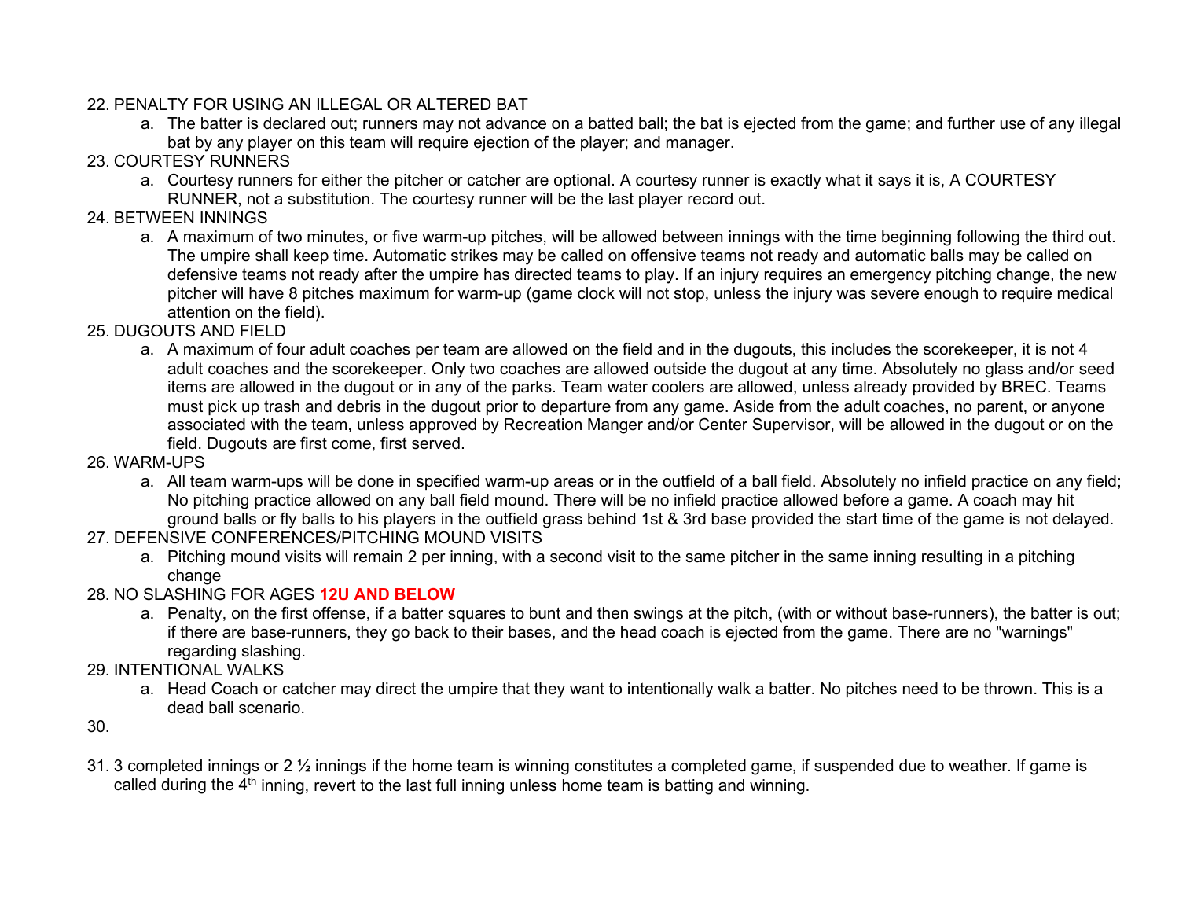22. PENALTY FOR USING AN ILLEGAL OR ALTERED BAT
    a. The batter is declared out; runners may not advance on a batted ball; the bat is ejected from the game; and further use of any illegal bat by any player on this team will require ejection of the player; and manager.
23. COURTESY RUNNERS
    a. Courtesy runners for either the pitcher or catcher are optional. A courtesy runner is exactly what it says it is, A COURTESY RUNNER, not a substitution. The courtesy runner will be the last player record out.
24. BETWEEN INNINGS
    a. A maximum of two minutes, or five warm-up pitches, will be allowed between innings with the time beginning following the third out. The umpire shall keep time. Automatic strikes may be called on offensive teams not ready and automatic balls may be called on defensive teams not ready after the umpire has directed teams to play. If an injury requires an emergency pitching change, the new pitcher will have 8 pitches maximum for warm-up (game clock will not stop, unless the injury was severe enough to require medical attention on the field).
25. DUGOUTS AND FIELD
    a. A maximum of four adult coaches per team are allowed on the field and in the dugouts, this includes the scorekeeper, it is not 4 adult coaches and the scorekeeper. Only two coaches are allowed outside the dugout at any time. Absolutely no glass and/or seed items are allowed in the dugout or in any of the parks. Team water coolers are allowed, unless already provided by BREC. Teams must pick up trash and debris in the dugout prior to departure from any game. Aside from the adult coaches, no parent, or anyone associated with the team, unless approved by Recreation Manger and/or Center Supervisor, will be allowed in the dugout or on the field. Dugouts are first come, first served.
26. WARM-UPS
    a. All team warm-ups will be done in specified warm-up areas or in the outfield of a ball field. Absolutely no infield practice on any field; No pitching practice allowed on any ball field mound. There will be no infield practice allowed before a game. A coach may hit ground balls or fly balls to his players in the outfield grass behind 1st & 3rd base provided the start time of the game is not delayed.
27. DEFENSIVE CONFERENCES/PITCHING MOUND VISITS
    a. Pitching mound visits will remain 2 per inning, with a second visit to the same pitcher in the same inning resulting in a pitching change
28. NO SLASHING FOR AGES **12U AND BELOW**
    a. Penalty, on the first offense, if a batter squares to bunt and then swings at the pitch, (with or without base-runners), the batter is out; if there are base-runners, they go back to their bases, and the head coach is ejected from the game. There are no "warnings" regarding slashing.
29. INTENTIONAL WALKS
    a. Head Coach or catcher may direct the umpire that they want to intentionally walk a batter. No pitches need to be thrown. This is a dead ball scenario.
30. 
31. 3 completed innings or 2 ½ innings if the home team is winning constitutes a completed game, if suspended due to weather. If game is called during the 4th inning, revert to the last full inning unless home team is batting and winning.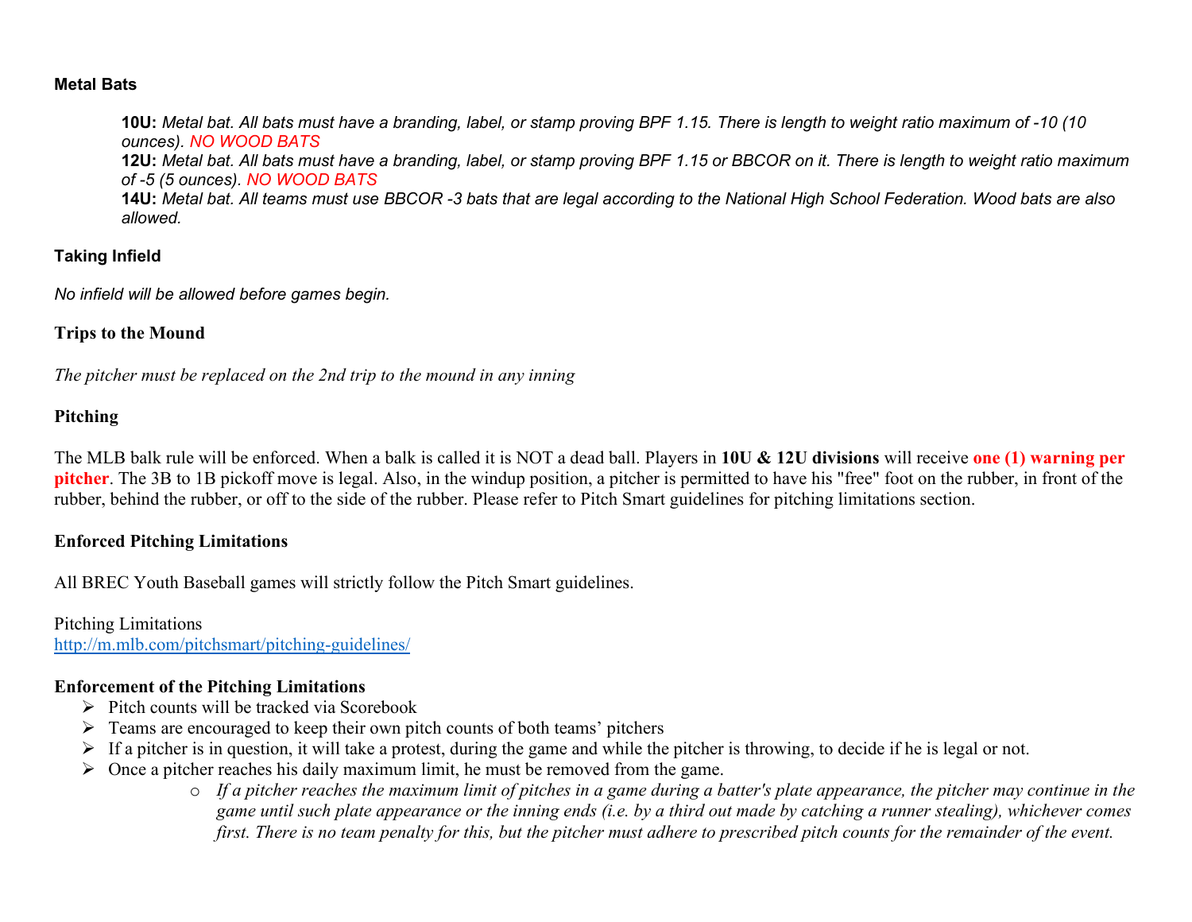### Metal Bats

> **10U:** *Metal bat. All bats must have a branding, label, or stamp proving BPF 1.15. There is length to weight ratio maximum of -10 (10 ounces). NO WOOD BATS*
> **12U:** *Metal bat. All bats must have a branding, label, or stamp proving BPF 1.15 or BBCOR on it. There is length to weight ratio maximum of -5 (5 ounces). NO WOOD BATS*
> **14U:** *Metal bat. All teams must use BBCOR -3 bats that are legal according to the National High School Federation. Wood bats are also allowed.*

### Taking Infield

*No infield will be allowed before games begin.*

### Trips to the Mound

*The pitcher must be replaced on the 2nd trip to the mound in any inning*

### Pitching

The MLB balk rule will be enforced. When a balk is called it is NOT a dead ball. Players in **10U & 12U divisions** will receive **one (1) warning per pitcher**. The 3B to 1B pickoff move is legal. Also, in the windup position, a pitcher is permitted to have his "free" foot on the rubber, in front of the rubber, behind the rubber, or off to the side of the rubber. Please refer to Pitch Smart guidelines for pitching limitations section.

### Enforced Pitching Limitations

All BREC Youth Baseball games will strictly follow the Pitch Smart guidelines.

Pitching Limitations
[http://m.mlb.com/pitchsmart/pitching-guidelines/](http://m.mlb.com/pitchsmart/pitching-guidelines/)

### Enforcement of the Pitching Limitations

- Pitch counts will be tracked via Scorebook
- Teams are encouraged to keep their own pitch counts of both teams' pitchers
- If a pitcher is in question, it will take a protest, during the game and while the pitcher is throwing, to decide if he is legal or not.
- Once a pitcher reaches his daily maximum limit, he must be removed from the game.
  - *If a pitcher reaches the maximum limit of pitches in a game during a batter's plate appearance, the pitcher may continue in the game until such plate appearance or the inning ends (i.e. by a third out made by catching a runner stealing), whichever comes first. There is no team penalty for this, but the pitcher must adhere to prescribed pitch counts for the remainder of the event.*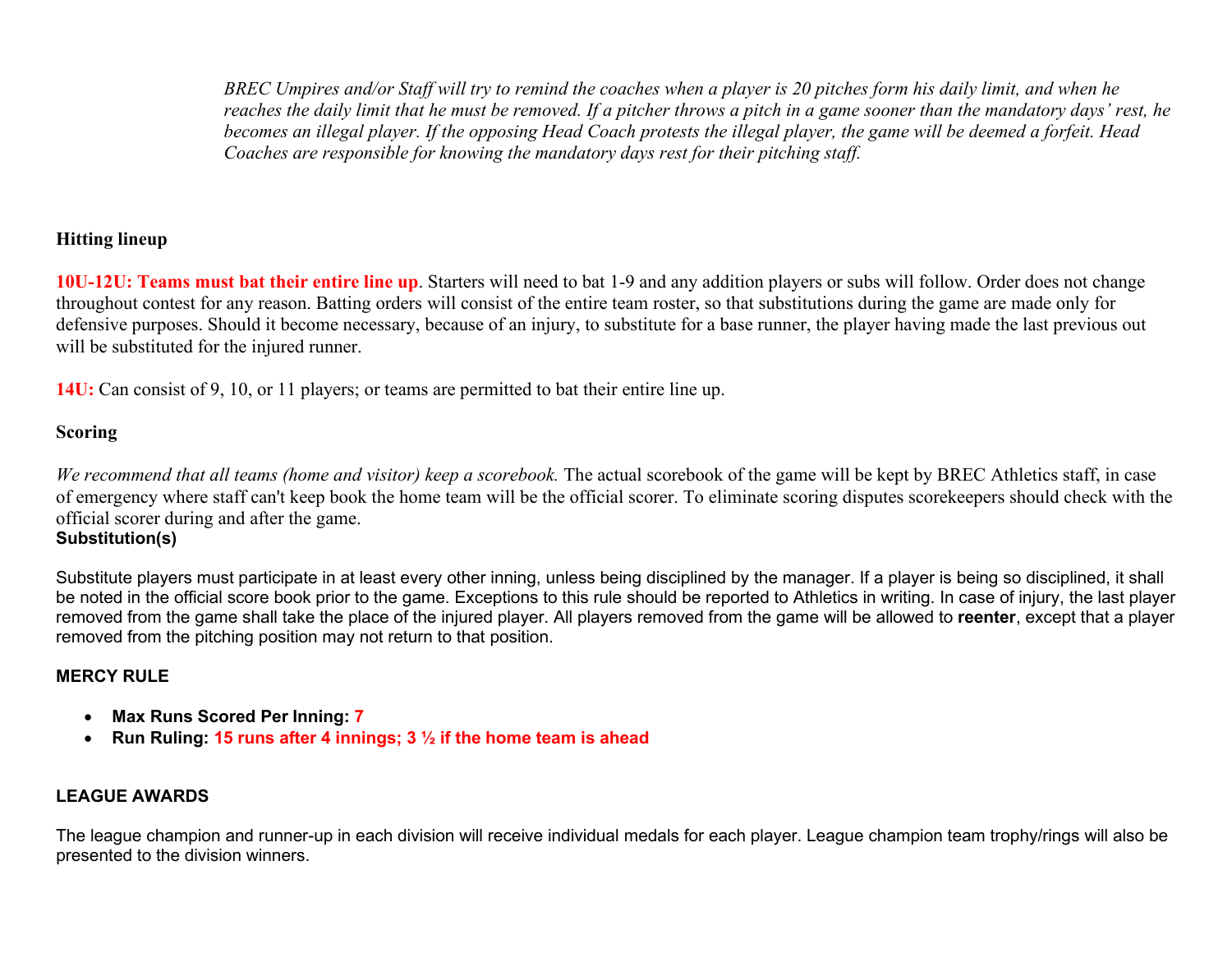*BREC Umpires and/or Staff will try to remind the coaches when a player is 20 pitches form his daily limit, and when he reaches the daily limit that he must be removed. If a pitcher throws a pitch in a game sooner than the mandatory days' rest, he becomes an illegal player. If the opposing Head Coach protests the illegal player, the game will be deemed a forfeit. Head Coaches are responsible for knowing the mandatory days rest for their pitching staff.*

**Hitting lineup**

**10U-12U: Teams must bat their entire line up**. Starters will need to bat 1-9 and any addition players or subs will follow. Order does not change throughout contest for any reason. Batting orders will consist of the entire team roster, so that substitutions during the game are made only for defensive purposes. Should it become necessary, because of an injury, to substitute for a base runner, the player having made the last previous out will be substituted for the injured runner.

**14U:** Can consist of 9, 10, or 11 players; or teams are permitted to bat their entire line up.

**Scoring**

*We recommend that all teams (home and visitor) keep a scorebook.* The actual scorebook of the game will be kept by BREC Athletics staff, in case of emergency where staff can't keep book the home team will be the official scorer. To eliminate scoring disputes scorekeepers should check with the official scorer during and after the game.

**Substitution(s)**

Substitute players must participate in at least every other inning, unless being disciplined by the manager. If a player is being so disciplined, it shall be noted in the official score book prior to the game. Exceptions to this rule should be reported to Athletics in writing. In case of injury, the last player removed from the game shall take the place of the injured player. All players removed from the game will be allowed to **reenter**, except that a player removed from the pitching position may not return to that position.

**MERCY RULE**

- **Max Runs Scored Per Inning: 7**
- **Run Ruling: 15 runs after 4 innings; 3 ½ if the home team is ahead**

**LEAGUE AWARDS**

The league champion and runner-up in each division will receive individual medals for each player. League champion team trophy/rings will also be presented to the division winners.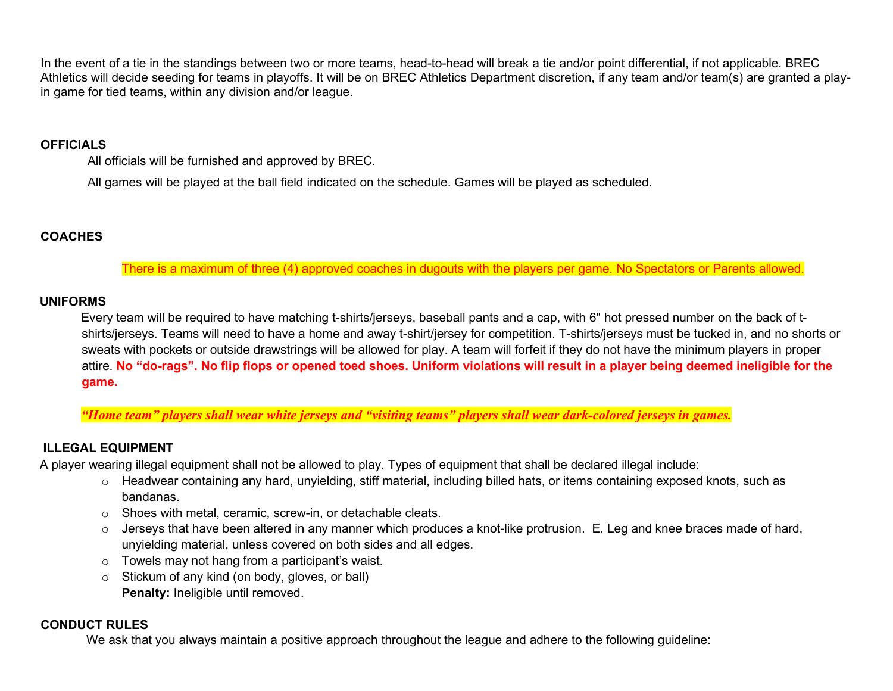In the event of a tie in the standings between two or more teams, head-to-head will break a tie and/or point differential, if not applicable. BREC Athletics will decide seeding for teams in playoffs. It will be on BREC Athletics Department discretion, if any team and/or team(s) are granted a play-in game for tied teams, within any division and/or league.

**OFFICIALS**

All officials will be furnished and approved by BREC.

All games will be played at the ball field indicated on the schedule. Games will be played as scheduled.

**COACHES**

There is a maximum of three (4) approved coaches in dugouts with the players per game. No Spectators or Parents allowed.

**UNIFORMS**

Every team will be required to have matching t-shirts/jerseys, baseball pants and a cap, with 6" hot pressed number on the back of t-shirts/jerseys. Teams will need to have a home and away t-shirt/jersey for competition. T-shirts/jerseys must be tucked in, and no shorts or sweats with pockets or outside drawstrings will be allowed for play. A team will forfeit if they do not have the minimum players in proper attire. **No "do-rags". No flip flops or opened toed shoes. Uniform violations will result in a player being deemed ineligible for the game.**

***"Home team" players shall wear white jerseys and "visiting teams" players shall wear dark-colored jerseys in games.***

**ILLEGAL EQUIPMENT**

A player wearing illegal equipment shall not be allowed to play. Types of equipment that shall be declared illegal include:

- Headwear containing any hard, unyielding, stiff material, including billed hats, or items containing exposed knots, such as bandanas.
- Shoes with metal, ceramic, screw-in, or detachable cleats.
- Jerseys that have been altered in any manner which produces a knot-like protrusion. E. Leg and knee braces made of hard, unyielding material, unless covered on both sides and all edges.
- Towels may not hang from a participant's waist.
- Stickum of any kind (on body, gloves, or ball)
  **Penalty:** Ineligible until removed.

**CONDUCT RULES**

We ask that you always maintain a positive approach throughout the league and adhere to the following guideline: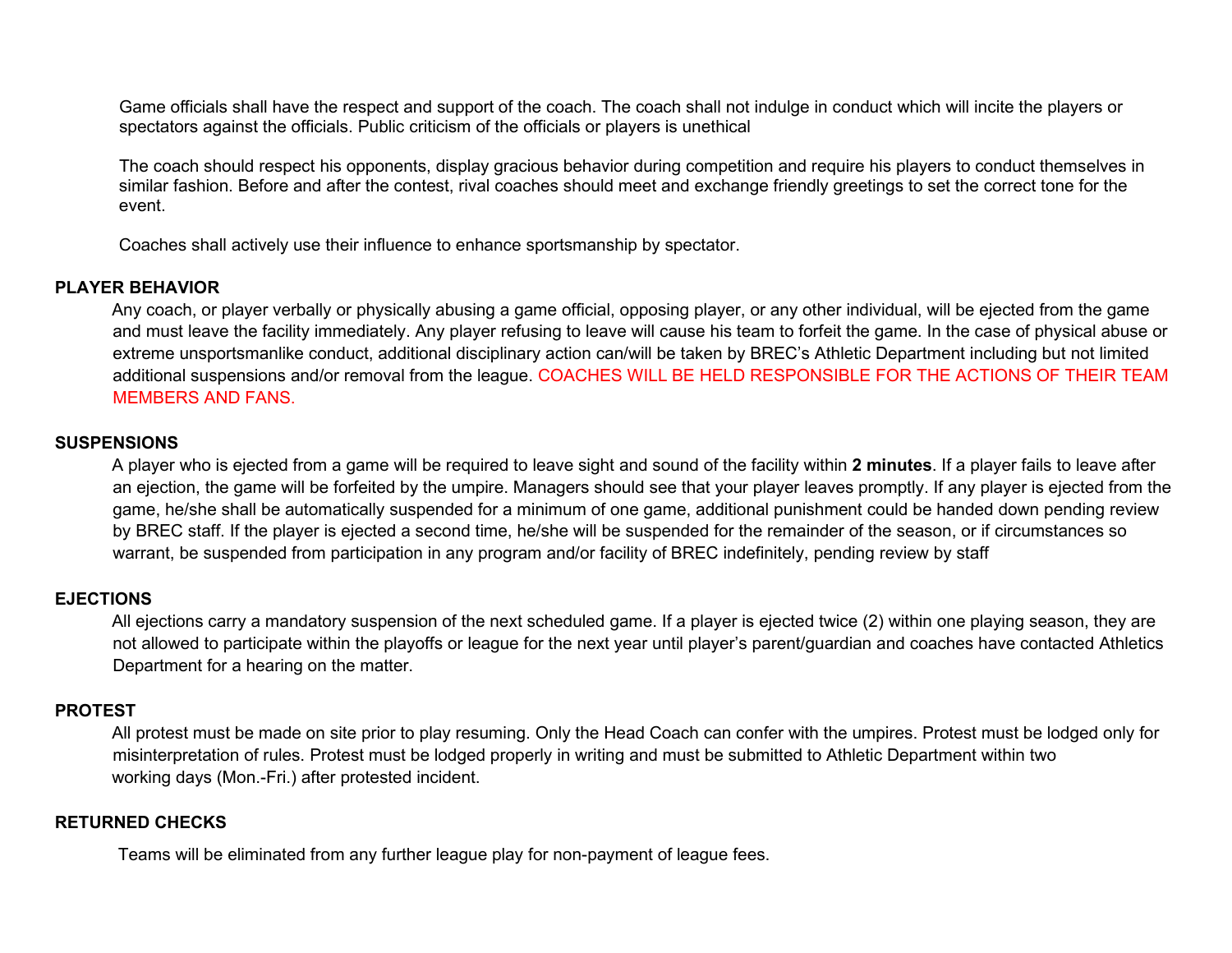Game officials shall have the respect and support of the coach. The coach shall not indulge in conduct which will incite the players or spectators against the officials. Public criticism of the officials or players is unethical

The coach should respect his opponents, display gracious behavior during competition and require his players to conduct themselves in similar fashion. Before and after the contest, rival coaches should meet and exchange friendly greetings to set the correct tone for the event.

Coaches shall actively use their influence to enhance sportsmanship by spectator.

**PLAYER BEHAVIOR**

Any coach, or player verbally or physically abusing a game official, opposing player, or any other individual, will be ejected from the game and must leave the facility immediately. Any player refusing to leave will cause his team to forfeit the game. In the case of physical abuse or extreme unsportsmanlike conduct, additional disciplinary action can/will be taken by BREC's Athletic Department including but not limited additional suspensions and/or removal from the league. COACHES WILL BE HELD RESPONSIBLE FOR THE ACTIONS OF THEIR TEAM MEMBERS AND FANS.

**SUSPENSIONS**

A player who is ejected from a game will be required to leave sight and sound of the facility within **2 minutes**. If a player fails to leave after an ejection, the game will be forfeited by the umpire. Managers should see that your player leaves promptly. If any player is ejected from the game, he/she shall be automatically suspended for a minimum of one game, additional punishment could be handed down pending review by BREC staff. If the player is ejected a second time, he/she will be suspended for the remainder of the season, or if circumstances so warrant, be suspended from participation in any program and/or facility of BREC indefinitely, pending review by staff

**EJECTIONS**

All ejections carry a mandatory suspension of the next scheduled game. If a player is ejected twice (2) within one playing season, they are not allowed to participate within the playoffs or league for the next year until player's parent/guardian and coaches have contacted Athletics Department for a hearing on the matter.

**PROTEST**

All protest must be made on site prior to play resuming. Only the Head Coach can confer with the umpires. Protest must be lodged only for misinterpretation of rules. Protest must be lodged properly in writing and must be submitted to Athletic Department within two working days (Mon.-Fri.) after protested incident.

**RETURNED CHECKS**

Teams will be eliminated from any further league play for non-payment of league fees.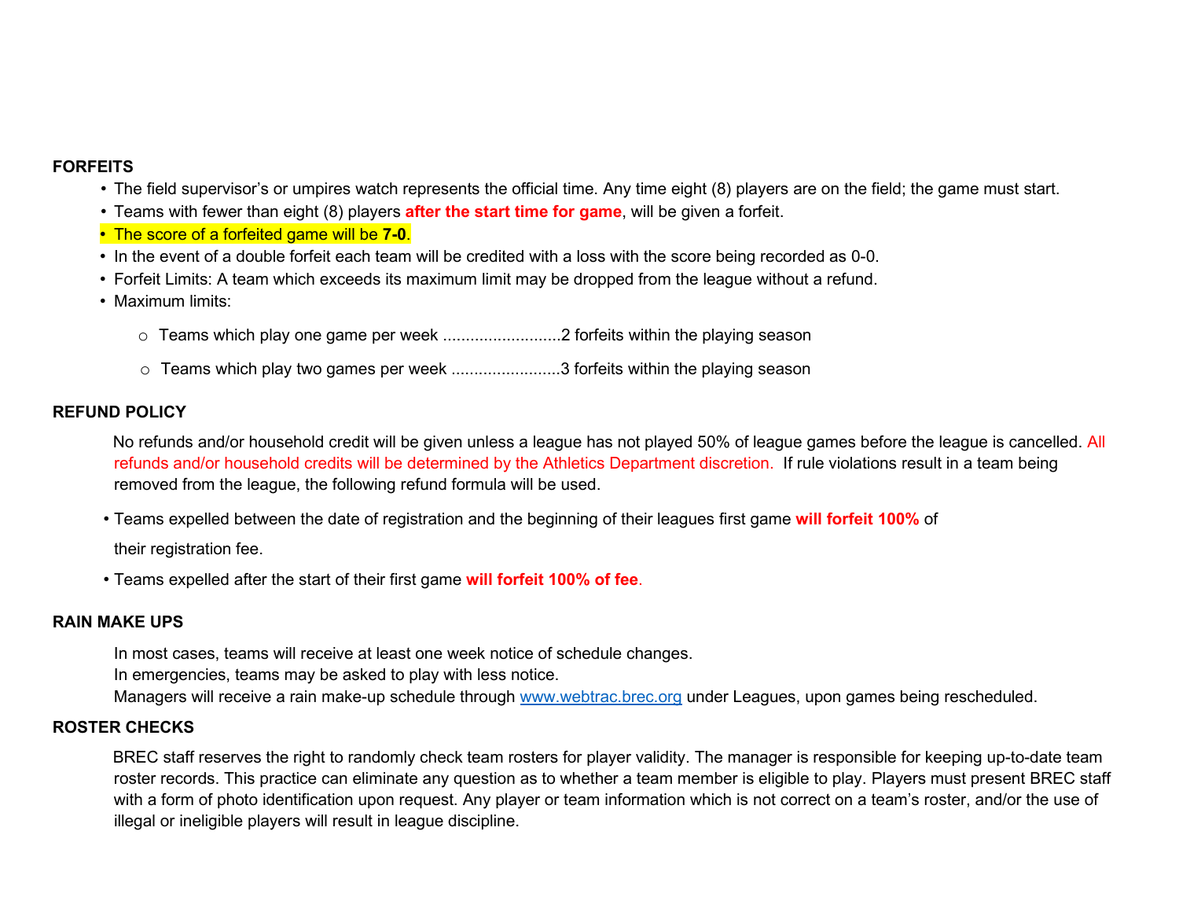**FORFEITS**

- The field supervisor's or umpires watch represents the official time. Any time eight (8) players are on the field; the game must start.
- Teams with fewer than eight (8) players **after the start time for game**, will be given a forfeit.
- The score of a forfeited game will be **7-0**.
- In the event of a double forfeit each team will be credited with a loss with the score being recorded as 0-0.
- Forfeit Limits: A team which exceeds its maximum limit may be dropped from the league without a refund.
- Maximum limits:
  - Teams which play one game per week ..........................2 forfeits within the playing season
  - Teams which play two games per week ........................3 forfeits within the playing season

**REFUND POLICY**

No refunds and/or household credit will be given unless a league has not played 50% of league games before the league is cancelled. All refunds and/or household credits will be determined by the Athletics Department discretion. If rule violations result in a team being removed from the league, the following refund formula will be used.

- Teams expelled between the date of registration and the beginning of their leagues first game **will forfeit 100%** of their registration fee.
- Teams expelled after the start of their first game **will forfeit 100% of fee**.

**RAIN MAKE UPS**

In most cases, teams will receive at least one week notice of schedule changes.
In emergencies, teams may be asked to play with less notice.
Managers will receive a rain make-up schedule through www.webtrac.brec.org under Leagues, upon games being rescheduled.

**ROSTER CHECKS**

BREC staff reserves the right to randomly check team rosters for player validity. The manager is responsible for keeping up-to-date team roster records. This practice can eliminate any question as to whether a team member is eligible to play. Players must present BREC staff with a form of photo identification upon request. Any player or team information which is not correct on a team's roster, and/or the use of illegal or ineligible players will result in league discipline.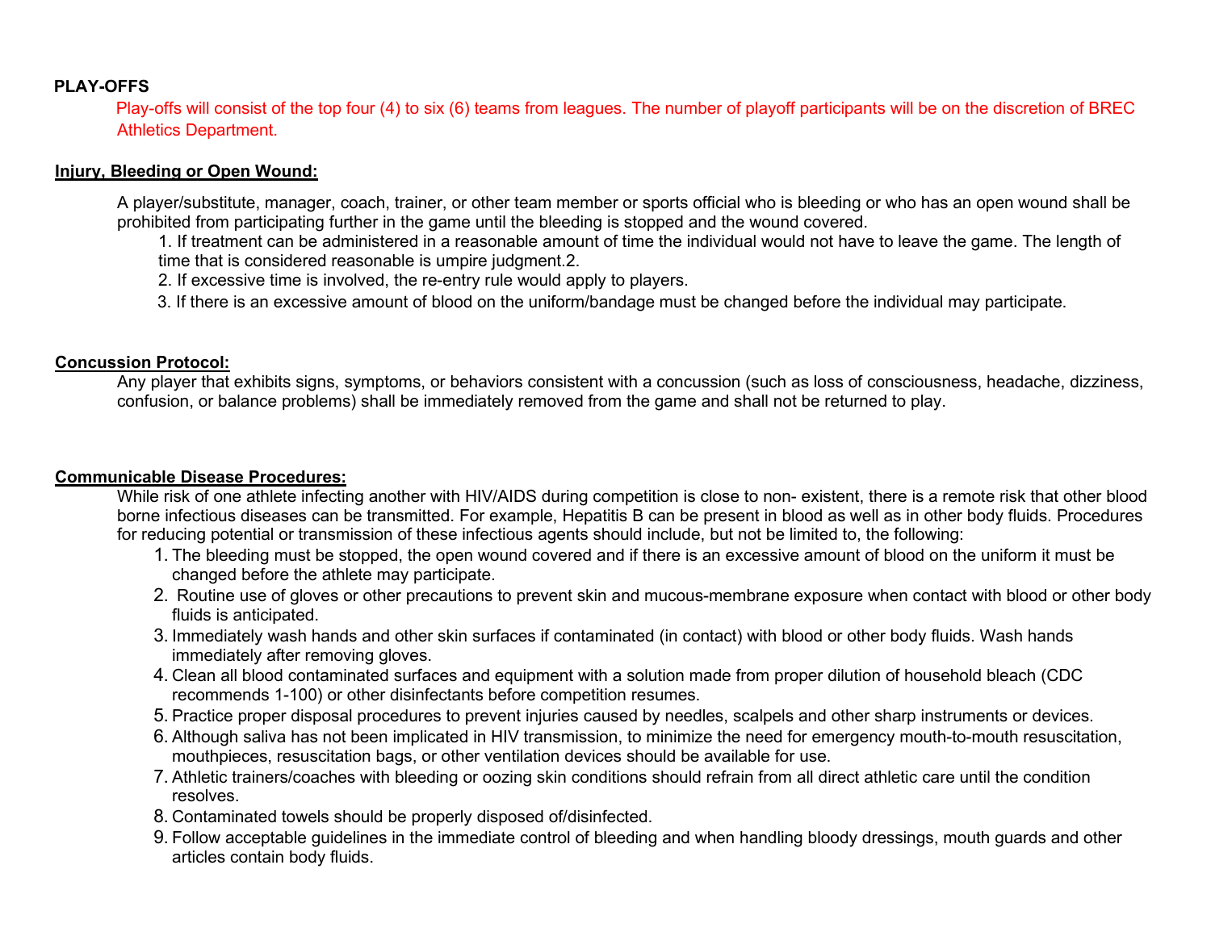**PLAY-OFFS**

Play-offs will consist of the top four (4) to six (6) teams from leagues. The number of playoff participants will be on the discretion of BREC Athletics Department.

**Injury, Bleeding or Open Wound:**

A player/substitute, manager, coach, trainer, or other team member or sports official who is bleeding or who has an open wound shall be prohibited from participating further in the game until the bleeding is stopped and the wound covered.

1. If treatment can be administered in a reasonable amount of time the individual would not have to leave the game. The length of time that is considered reasonable is umpire judgment.2.
2. If excessive time is involved, the re-entry rule would apply to players.
3. If there is an excessive amount of blood on the uniform/bandage must be changed before the individual may participate.

**Concussion Protocol:**

Any player that exhibits signs, symptoms, or behaviors consistent with a concussion (such as loss of consciousness, headache, dizziness, confusion, or balance problems) shall be immediately removed from the game and shall not be returned to play.

**Communicable Disease Procedures:**

While risk of one athlete infecting another with HIV/AIDS during competition is close to non- existent, there is a remote risk that other blood borne infectious diseases can be transmitted. For example, Hepatitis B can be present in blood as well as in other body fluids. Procedures for reducing potential or transmission of these infectious agents should include, but not be limited to, the following:

1. The bleeding must be stopped, the open wound covered and if there is an excessive amount of blood on the uniform it must be changed before the athlete may participate.
2. Routine use of gloves or other precautions to prevent skin and mucous-membrane exposure when contact with blood or other body fluids is anticipated.
3. Immediately wash hands and other skin surfaces if contaminated (in contact) with blood or other body fluids. Wash hands immediately after removing gloves.
4. Clean all blood contaminated surfaces and equipment with a solution made from proper dilution of household bleach (CDC recommends 1-100) or other disinfectants before competition resumes.
5. Practice proper disposal procedures to prevent injuries caused by needles, scalpels and other sharp instruments or devices.
6. Although saliva has not been implicated in HIV transmission, to minimize the need for emergency mouth-to-mouth resuscitation, mouthpieces, resuscitation bags, or other ventilation devices should be available for use.
7. Athletic trainers/coaches with bleeding or oozing skin conditions should refrain from all direct athletic care until the condition resolves.
8. Contaminated towels should be properly disposed of/disinfected.
9. Follow acceptable guidelines in the immediate control of bleeding and when handling bloody dressings, mouth guards and other articles contain body fluids.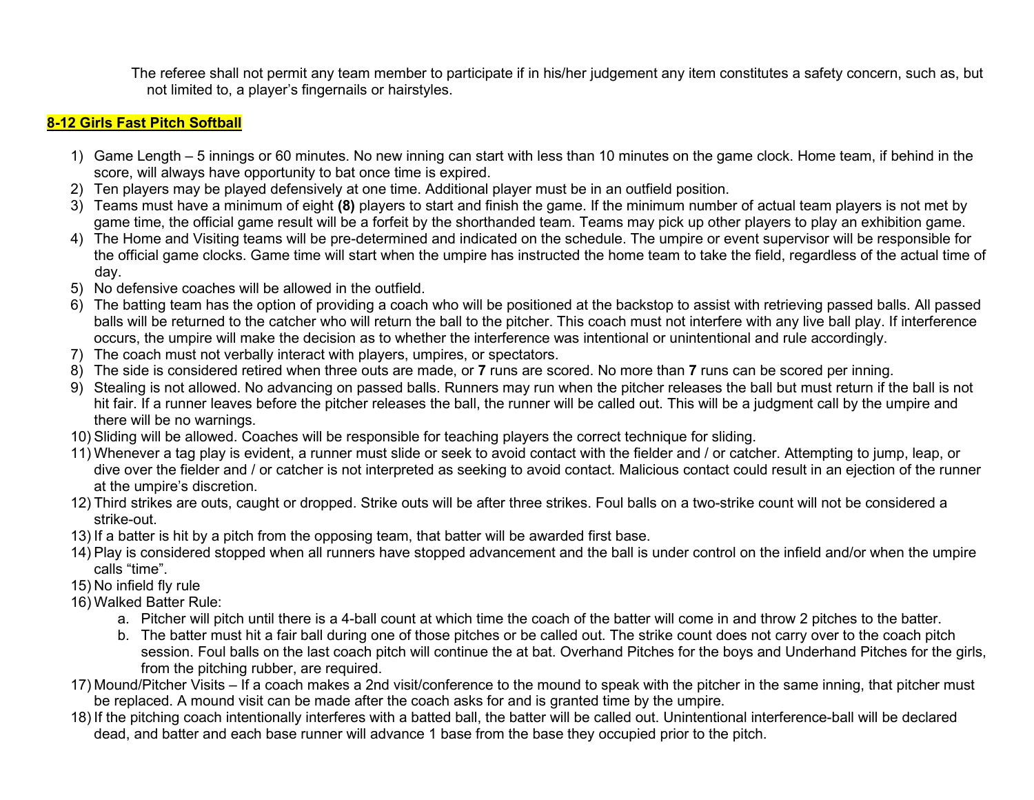The referee shall not permit any team member to participate if in his/her judgement any item constitutes a safety concern, such as, but not limited to, a player's fingernails or hairstyles.

**8-12 Girls Fast Pitch Softball**

1) Game Length – 5 innings or 60 minutes. No new inning can start with less than 10 minutes on the game clock. Home team, if behind in the score, will always have opportunity to bat once time is expired.
2) Ten players may be played defensively at one time. Additional player must be in an outfield position.
3) Teams must have a minimum of eight **(8)** players to start and finish the game. If the minimum number of actual team players is not met by game time, the official game result will be a forfeit by the shorthanded team. Teams may pick up other players to play an exhibition game.
4) The Home and Visiting teams will be pre-determined and indicated on the schedule. The umpire or event supervisor will be responsible for the official game clocks. Game time will start when the umpire has instructed the home team to take the field, regardless of the actual time of day.
5) No defensive coaches will be allowed in the outfield.
6) The batting team has the option of providing a coach who will be positioned at the backstop to assist with retrieving passed balls. All passed balls will be returned to the catcher who will return the ball to the pitcher. This coach must not interfere with any live ball play. If interference occurs, the umpire will make the decision as to whether the interference was intentional or unintentional and rule accordingly.
7) The coach must not verbally interact with players, umpires, or spectators.
8) The side is considered retired when three outs are made, or **7** runs are scored. No more than **7** runs can be scored per inning.
9) Stealing is not allowed. No advancing on passed balls. Runners may run when the pitcher releases the ball but must return if the ball is not hit fair. If a runner leaves before the pitcher releases the ball, the runner will be called out. This will be a judgment call by the umpire and there will be no warnings.
10) Sliding will be allowed. Coaches will be responsible for teaching players the correct technique for sliding.
11) Whenever a tag play is evident, a runner must slide or seek to avoid contact with the fielder and / or catcher. Attempting to jump, leap, or dive over the fielder and / or catcher is not interpreted as seeking to avoid contact. Malicious contact could result in an ejection of the runner at the umpire's discretion.
12) Third strikes are outs, caught or dropped. Strike outs will be after three strikes. Foul balls on a two-strike count will not be considered a strike-out.
13) If a batter is hit by a pitch from the opposing team, that batter will be awarded first base.
14) Play is considered stopped when all runners have stopped advancement and the ball is under control on the infield and/or when the umpire calls "time".
15) No infield fly rule
16) Walked Batter Rule:
    a. Pitcher will pitch until there is a 4-ball count at which time the coach of the batter will come in and throw 2 pitches to the batter.
    b. The batter must hit a fair ball during one of those pitches or be called out. The strike count does not carry over to the coach pitch session. Foul balls on the last coach pitch will continue the at bat. Overhand Pitches for the boys and Underhand Pitches for the girls, from the pitching rubber, are required.
17) Mound/Pitcher Visits – If a coach makes a 2nd visit/conference to the mound to speak with the pitcher in the same inning, that pitcher must be replaced. A mound visit can be made after the coach asks for and is granted time by the umpire.
18) If the pitching coach intentionally interferes with a batted ball, the batter will be called out. Unintentional interference-ball will be declared dead, and batter and each base runner will advance 1 base from the base they occupied prior to the pitch.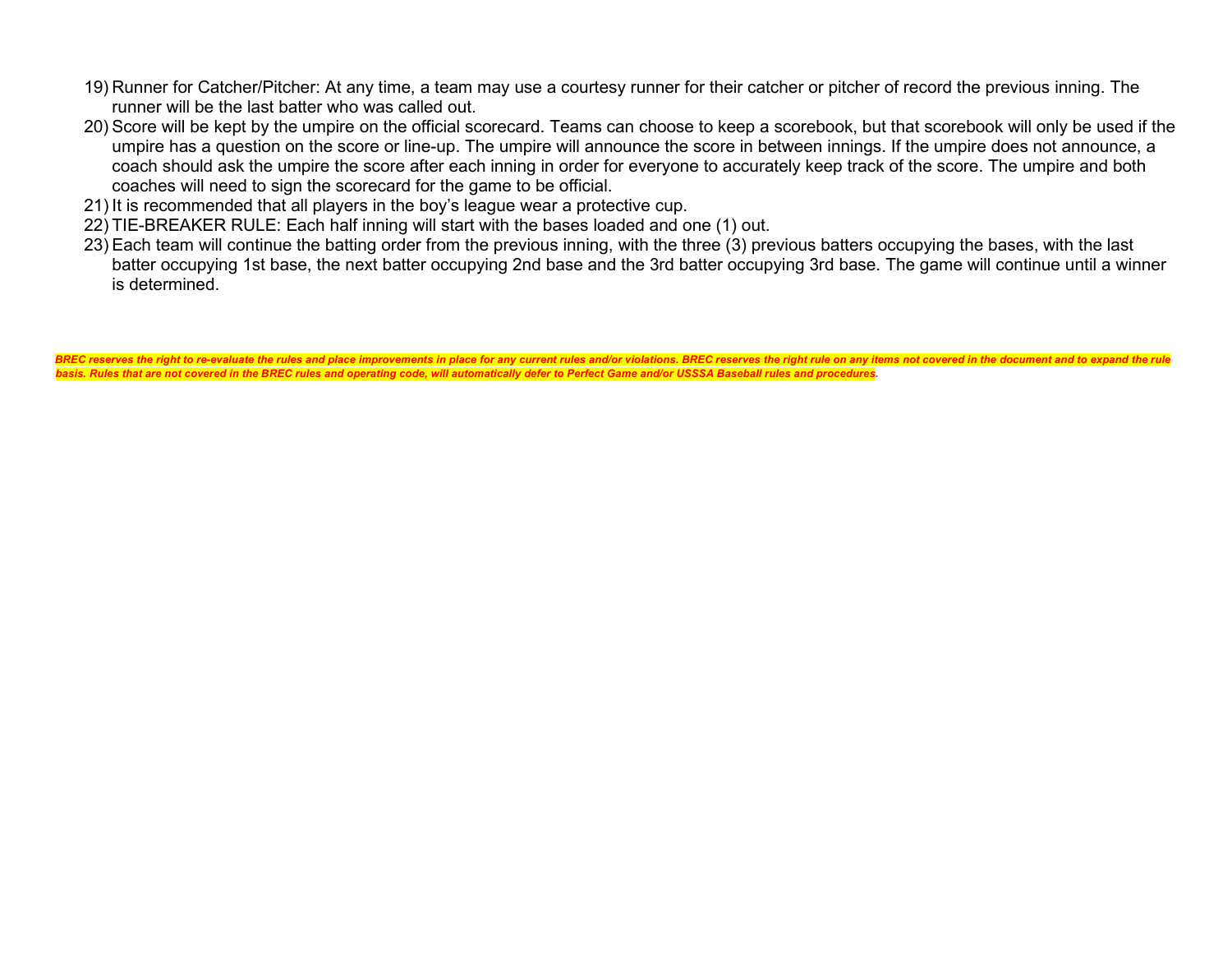19) Runner for Catcher/Pitcher: At any time, a team may use a courtesy runner for their catcher or pitcher of record the previous inning. The runner will be the last batter who was called out.
20) Score will be kept by the umpire on the official scorecard. Teams can choose to keep a scorebook, but that scorebook will only be used if the umpire has a question on the score or line-up. The umpire will announce the score in between innings. If the umpire does not announce, a coach should ask the umpire the score after each inning in order for everyone to accurately keep track of the score. The umpire and both coaches will need to sign the scorecard for the game to be official.
21) It is recommended that all players in the boy's league wear a protective cup.
22) TIE-BREAKER RULE: Each half inning will start with the bases loaded and one (1) out.
23) Each team will continue the batting order from the previous inning, with the three (3) previous batters occupying the bases, with the last batter occupying 1st base, the next batter occupying 2nd base and the 3rd batter occupying 3rd base. The game will continue until a winner is determined.

***BREC reserves the right to re-evaluate the rules and place improvements in place for any current rules and/or violations. BREC reserves the right rule on any items not covered in the document and to expand the rule basis. Rules that are not covered in the BREC rules and operating code, will automatically defer to Perfect Game and/or USSSA Baseball rules and procedures.***